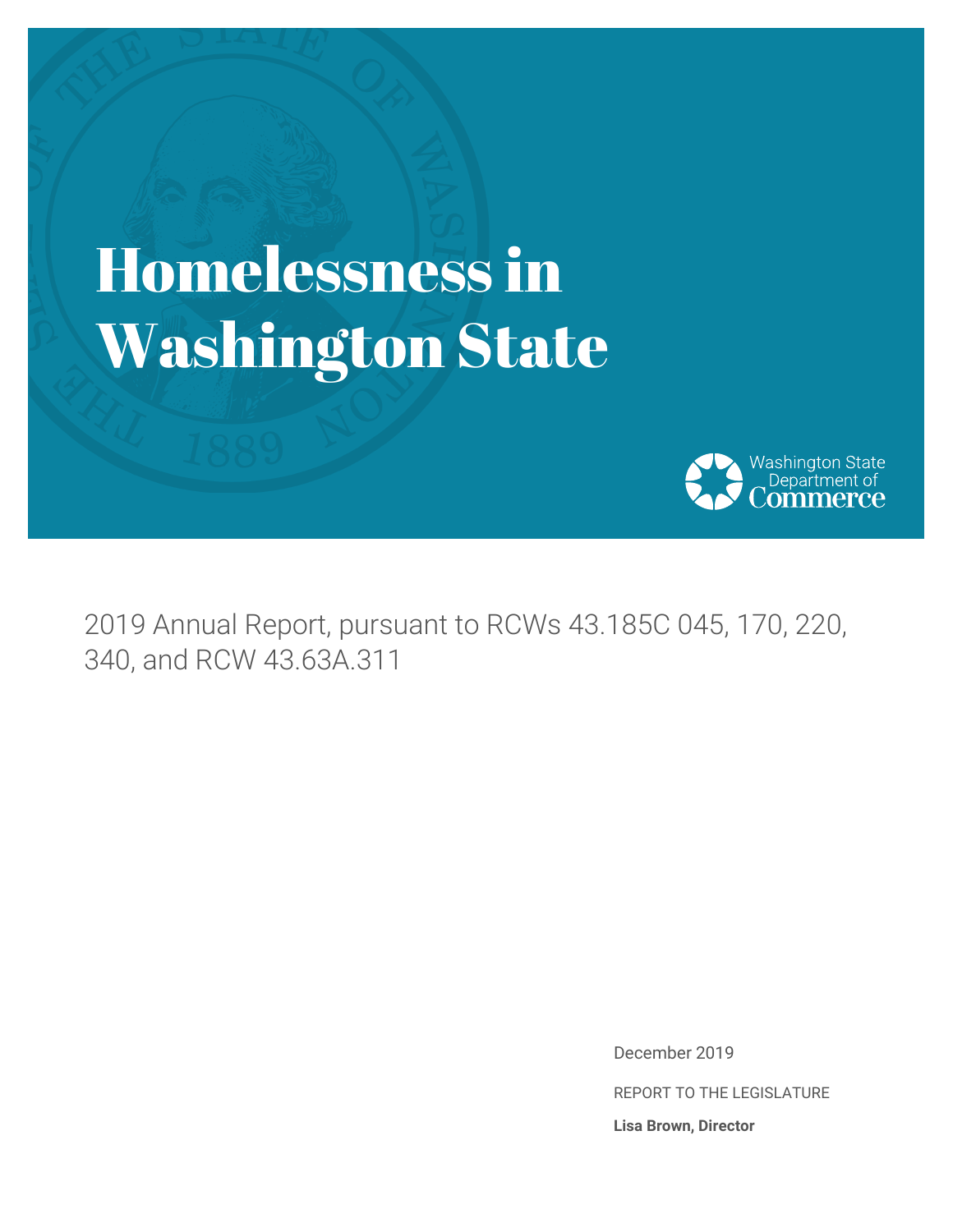# Homelessness in Washington State

Washington State Department of Commerce

2019 Annual Report, pursuant to RCWs 43.185C 045, 170, 220, 340, and RCW 43.63A.311

December 2019

REPORT TO THE LEGISLATURE

**Lisa Brown, Director**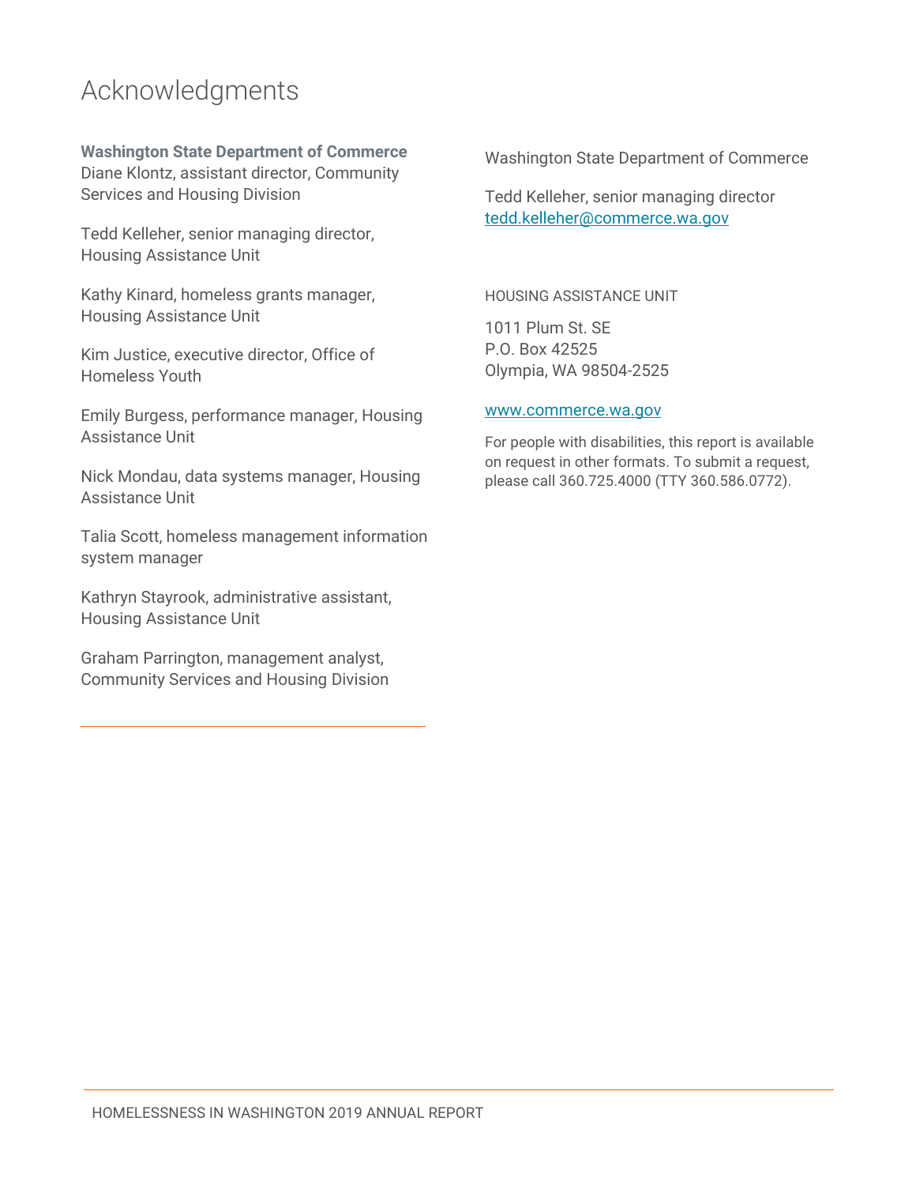# Acknowledgments

**Washington State Department of Commerce**
Diane Klontz, assistant director, Community Services and Housing Division

Tedd Kelleher, senior managing director, Housing Assistance Unit

Kathy Kinard, homeless grants manager, Housing Assistance Unit

Kim Justice, executive director, Office of Homeless Youth

Emily Burgess, performance manager, Housing Assistance Unit

Nick Mondau, data systems manager, Housing Assistance Unit

Talia Scott, homeless management information system manager

Kathryn Stayrook, administrative assistant, Housing Assistance Unit

Graham Parrington, management analyst, Community Services and Housing Division

---

Washington State Department of Commerce

Tedd Kelleher, senior managing director
tedd.kelleher@commerce.wa.gov

HOUSING ASSISTANCE UNIT

1011 Plum St. SE
P.O. Box 42525
Olympia, WA 98504-2525

www.commerce.wa.gov

For people with disabilities, this report is available on request in other formats. To submit a request, please call 360.725.4000 (TTY 360.586.0772).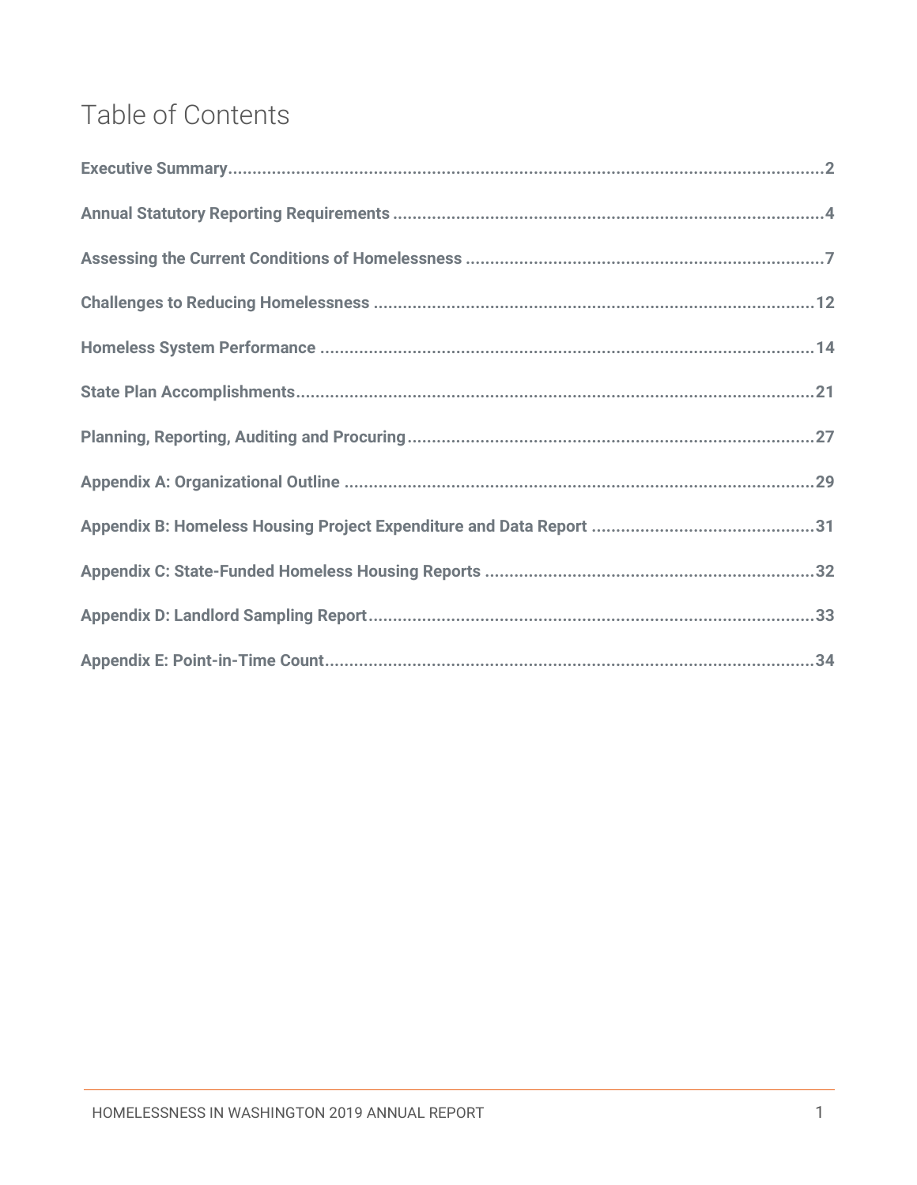# Table of Contents

**Executive Summary** .......... 2

**Annual Statutory Reporting Requirements** .......... 4

**Assessing the Current Conditions of Homelessness** .......... 7

**Challenges to Reducing Homelessness** .......... 12

**Homeless System Performance** .......... 14

**State Plan Accomplishments** .......... 21

**Planning, Reporting, Auditing and Procuring** .......... 27

**Appendix A: Organizational Outline** .......... 29

**Appendix B: Homeless Housing Project Expenditure and Data Report** .......... 31

**Appendix C: State-Funded Homeless Housing Reports** .......... 32

**Appendix D: Landlord Sampling Report** .......... 33

**Appendix E: Point-in-Time Count** .......... 34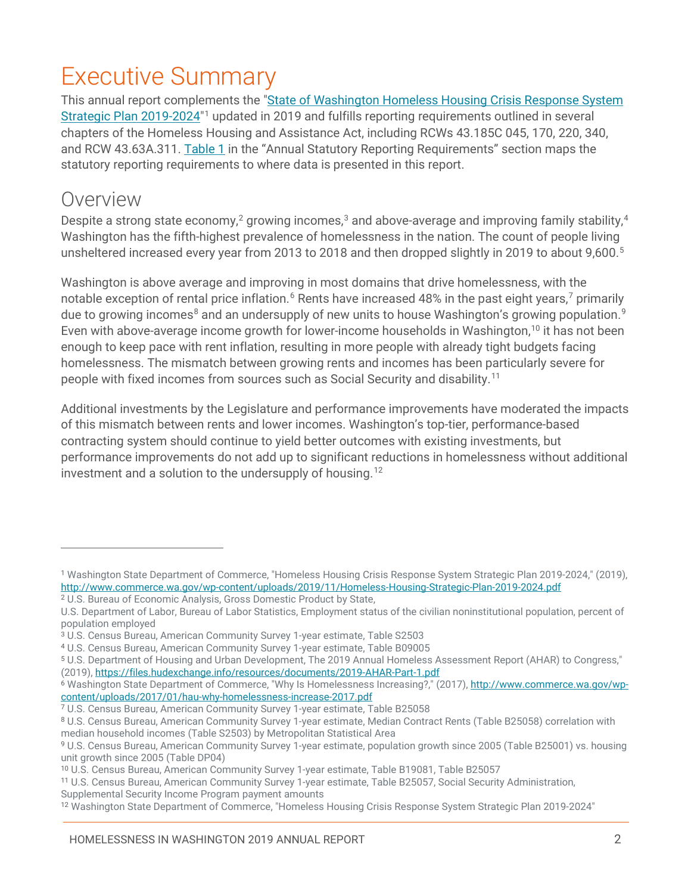# Executive Summary

This annual report complements the "[State of Washington Homeless Housing Crisis Response System Strategic Plan 2019-2024](http://www.commerce.wa.gov/wp-content/uploads/2019/11/Homeless-Housing-Strategic-Plan-2019-2024.pdf)"[1] updated in 2019 and fulfills reporting requirements outlined in several chapters of the Homeless Housing and Assistance Act, including RCWs 43.185C 045, 170, 220, 340, and RCW 43.63A.311. Table 1 in the "Annual Statutory Reporting Requirements" section maps the statutory reporting requirements to where data is presented in this report.

## Overview

Despite a strong state economy,[2] growing incomes,[3] and above-average and improving family stability,[4] Washington has the fifth-highest prevalence of homelessness in the nation. The count of people living unsheltered increased every year from 2013 to 2018 and then dropped slightly in 2019 to about 9,600.[5]

Washington is above average and improving in most domains that drive homelessness, with the notable exception of rental price inflation.[6] Rents have increased 48% in the past eight years,[7] primarily due to growing incomes[8] and an undersupply of new units to house Washington's growing population.[9] Even with above-average income growth for lower-income households in Washington,[10] it has not been enough to keep pace with rent inflation, resulting in more people with already tight budgets facing homelessness. The mismatch between growing rents and incomes has been particularly severe for people with fixed incomes from sources such as Social Security and disability.[11]

Additional investments by the Legislature and performance improvements have moderated the impacts of this mismatch between rents and lower incomes. Washington's top-tier, performance-based contracting system should continue to yield better outcomes with existing investments, but performance improvements do not add up to significant reductions in homelessness without additional investment and a solution to the undersupply of housing.[12]

---

[1] Washington State Department of Commerce, "Homeless Housing Crisis Response System Strategic Plan 2019-2024," (2019), http://www.commerce.wa.gov/wp-content/uploads/2019/11/Homeless-Housing-Strategic-Plan-2019-2024.pdf

[2] U.S. Bureau of Economic Analysis, Gross Domestic Product by State,
U.S. Department of Labor, Bureau of Labor Statistics, Employment status of the civilian noninstitutional population, percent of population employed

[3] U.S. Census Bureau, American Community Survey 1-year estimate, Table S2503

[4] U.S. Census Bureau, American Community Survey 1-year estimate, Table B09005

[5] U.S. Department of Housing and Urban Development, The 2019 Annual Homeless Assessment Report (AHAR) to Congress," (2019), https://files.hudexchange.info/resources/documents/2019-AHAR-Part-1.pdf

[6] Washington State Department of Commerce, "Why Is Homelessness Increasing?," (2017), http://www.commerce.wa.gov/wp-content/uploads/2017/01/hau-why-homelessness-increase-2017.pdf

[7] U.S. Census Bureau, American Community Survey 1-year estimate, Table B25058

[8] U.S. Census Bureau, American Community Survey 1-year estimate, Median Contract Rents (Table B25058) correlation with median household incomes (Table S2503) by Metropolitan Statistical Area

[9] U.S. Census Bureau, American Community Survey 1-year estimate, population growth since 2005 (Table B25001) vs. housing unit growth since 2005 (Table DP04)

[10] U.S. Census Bureau, American Community Survey 1-year estimate, Table B19081, Table B25057

[11] U.S. Census Bureau, American Community Survey 1-year estimate, Table B25057, Social Security Administration, Supplemental Security Income Program payment amounts

[12] Washington State Department of Commerce, "Homeless Housing Crisis Response System Strategic Plan 2019-2024"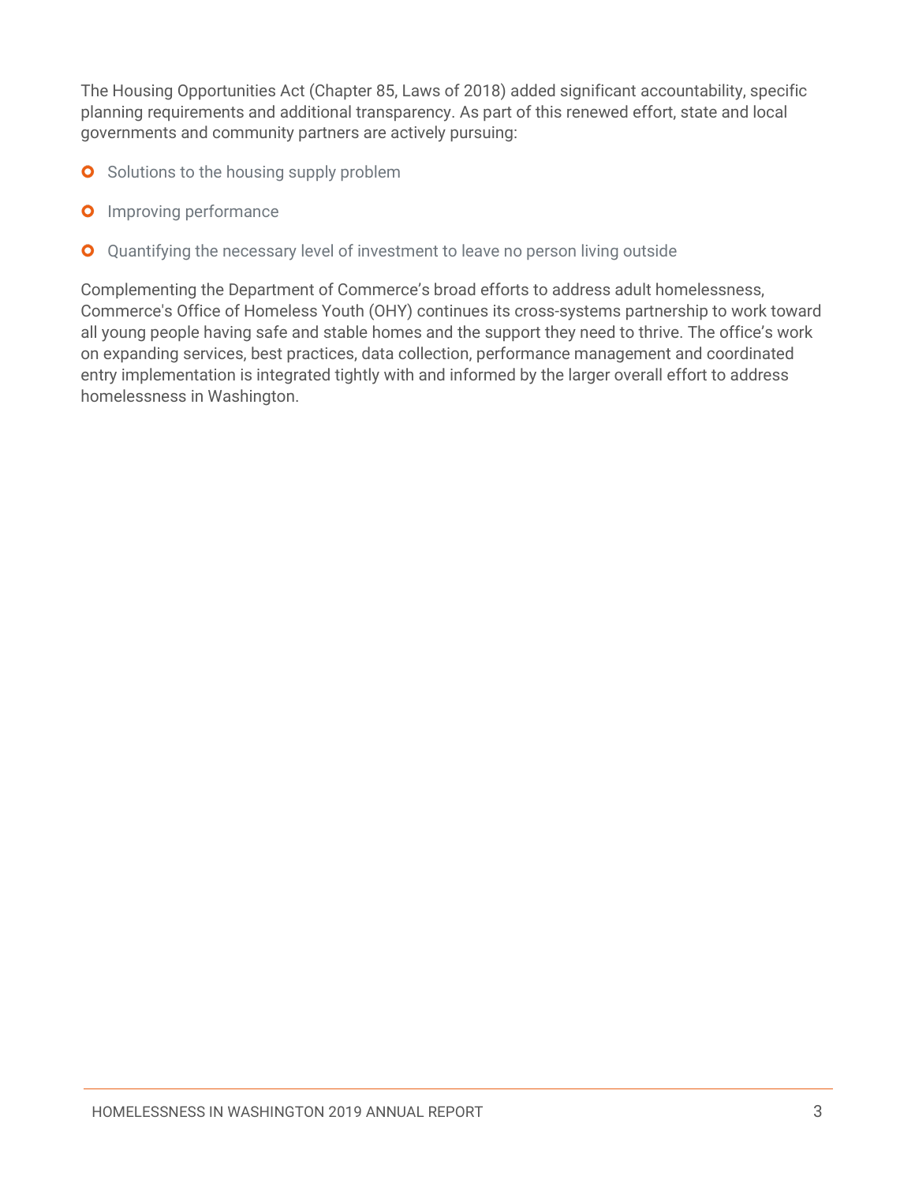The Housing Opportunities Act (Chapter 85, Laws of 2018) added significant accountability, specific planning requirements and additional transparency. As part of this renewed effort, state and local governments and community partners are actively pursuing:

- Solutions to the housing supply problem
- Improving performance
- Quantifying the necessary level of investment to leave no person living outside

Complementing the Department of Commerce's broad efforts to address adult homelessness, Commerce's Office of Homeless Youth (OHY) continues its cross-systems partnership to work toward all young people having safe and stable homes and the support they need to thrive. The office's work on expanding services, best practices, data collection, performance management and coordinated entry implementation is integrated tightly with and informed by the larger overall effort to address homelessness in Washington.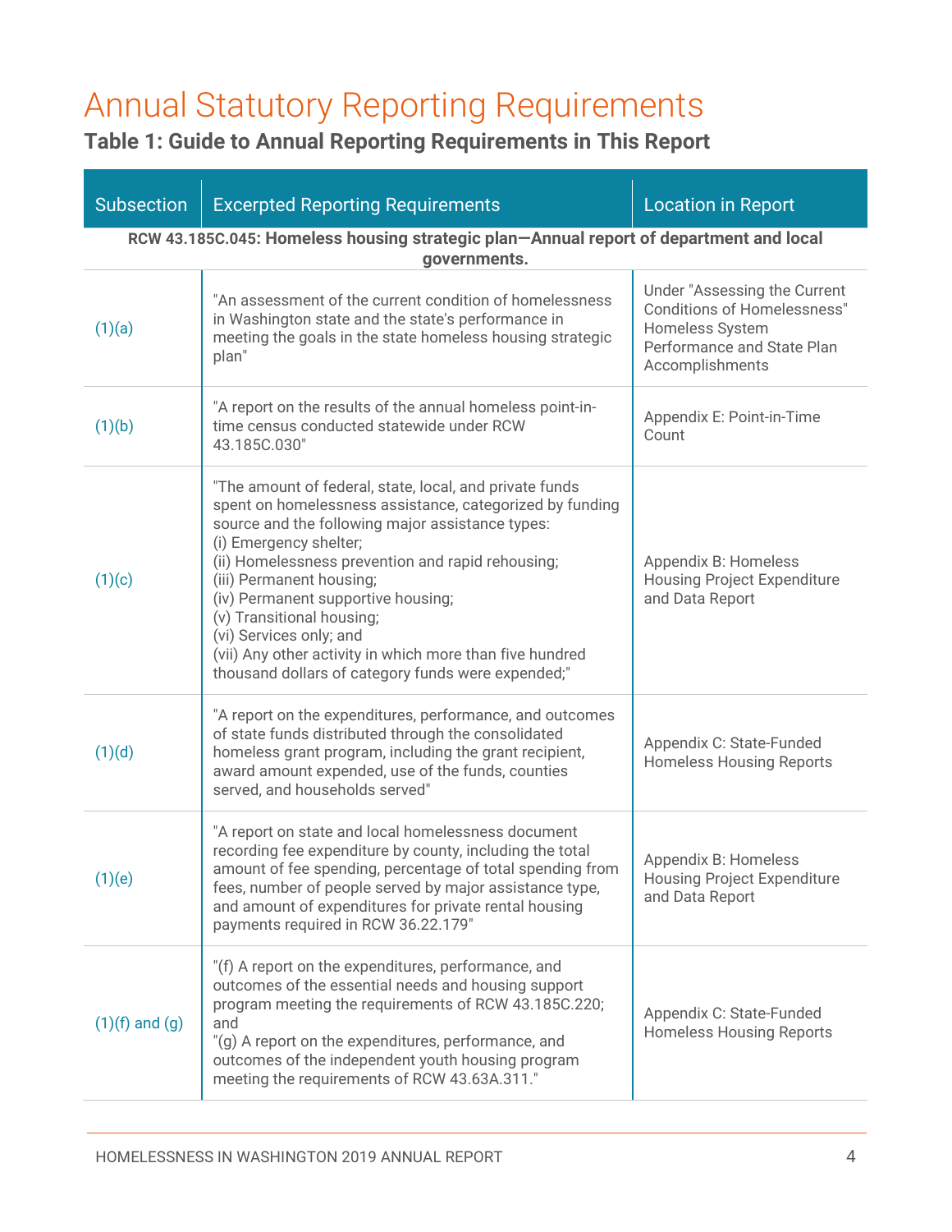# Annual Statutory Reporting Requirements

## Table 1: Guide to Annual Reporting Requirements in This Report

| Subsection | Excerpted Reporting Requirements | Location in Report |
|---|---|---|
| **RCW 43.185C.045: Homeless housing strategic plan—Annual report of department and local governments.** | | |
| (1)(a) | "An assessment of the current condition of homelessness in Washington state and the state's performance in meeting the goals in the state homeless housing strategic plan" | Under "Assessing the Current Conditions of Homelessness" Homeless System Performance and State Plan Accomplishments |
| (1)(b) | "A report on the results of the annual homeless point-in-time census conducted statewide under RCW 43.185C.030" | Appendix E: Point-in-Time Count |
| (1)(c) | "The amount of federal, state, local, and private funds spent on homelessness assistance, categorized by funding source and the following major assistance types:<br>(i) Emergency shelter;<br>(ii) Homelessness prevention and rapid rehousing;<br>(iii) Permanent housing;<br>(iv) Permanent supportive housing;<br>(v) Transitional housing;<br>(vi) Services only; and<br>(vii) Any other activity in which more than five hundred thousand dollars of category funds were expended;" | Appendix B: Homeless Housing Project Expenditure and Data Report |
| (1)(d) | "A report on the expenditures, performance, and outcomes of state funds distributed through the consolidated homeless grant program, including the grant recipient, award amount expended, use of the funds, counties served, and households served" | Appendix C: State-Funded Homeless Housing Reports |
| (1)(e) | "A report on state and local homelessness document recording fee expenditure by county, including the total amount of fee spending, percentage of total spending from fees, number of people served by major assistance type, and amount of expenditures for private rental housing payments required in RCW 36.22.179" | Appendix B: Homeless Housing Project Expenditure and Data Report |
| (1)(f) and (g) | "(f) A report on the expenditures, performance, and outcomes of the essential needs and housing support program meeting the requirements of RCW 43.185C.220; and<br>"(g) A report on the expenditures, performance, and outcomes of the independent youth housing program meeting the requirements of RCW 43.63A.311." | Appendix C: State-Funded Homeless Housing Reports |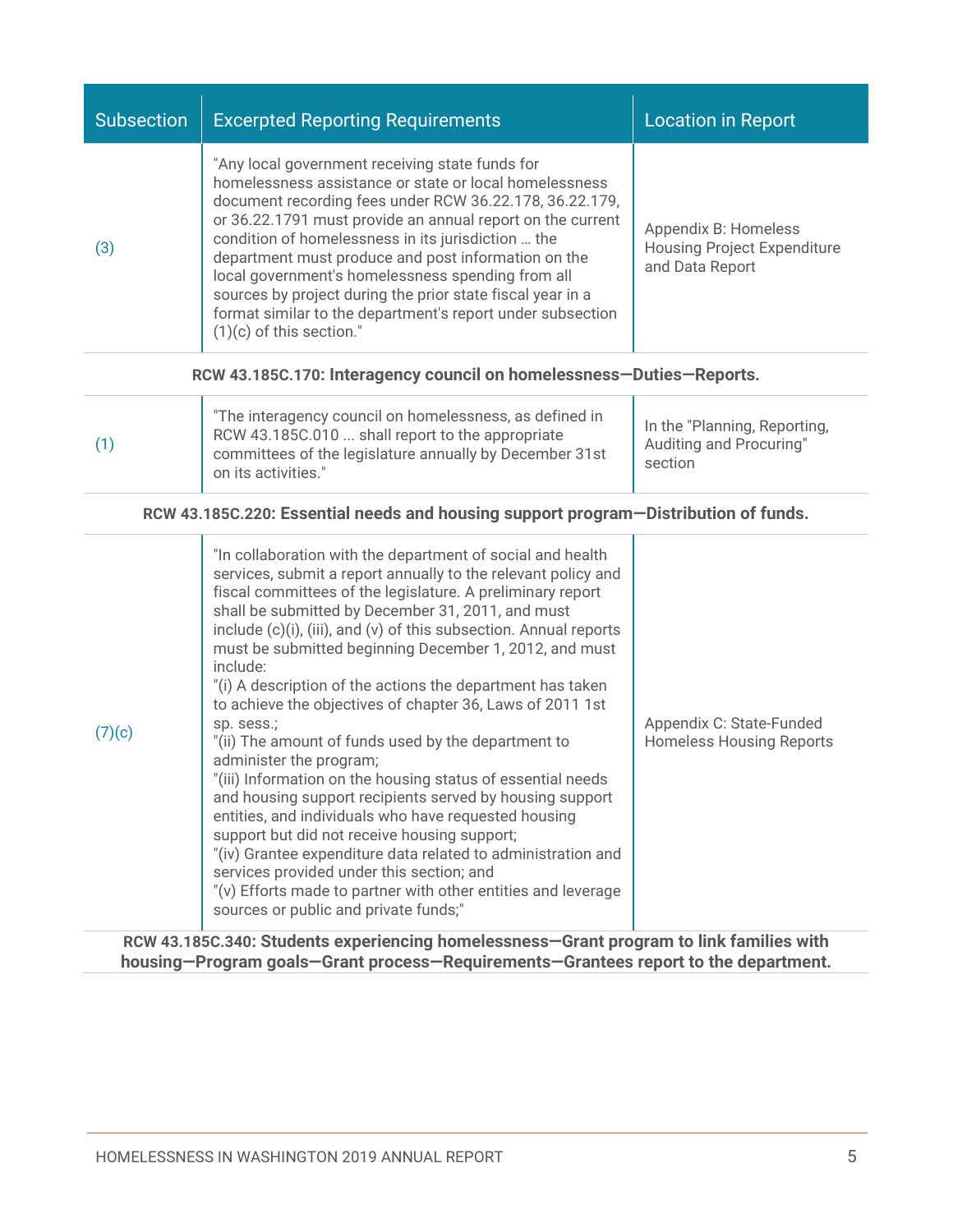| Subsection | Excerpted Reporting Requirements | Location in Report |
|---|---|---|
| (3) | "Any local government receiving state funds for homelessness assistance or state or local homelessness document recording fees under RCW 36.22.178, 36.22.179, or 36.22.1791 must provide an annual report on the current condition of homelessness in its jurisdiction … the department must produce and post information on the local government's homelessness spending from all sources by project during the prior state fiscal year in a format similar to the department's report under subsection (1)(c) of this section." | Appendix B: Homeless Housing Project Expenditure and Data Report |
| **RCW 43.185C.170: Interagency council on homelessness—Duties—Reports.** | | |
| (1) | "The interagency council on homelessness, as defined in RCW 43.185C.010 ... shall report to the appropriate committees of the legislature annually by December 31st on its activities." | In the "Planning, Reporting, Auditing and Procuring" section |
| **RCW 43.185C.220: Essential needs and housing support program—Distribution of funds.** | | |
| (7)(c) | "In collaboration with the department of social and health services, submit a report annually to the relevant policy and fiscal committees of the legislature. A preliminary report shall be submitted by December 31, 2011, and must include (c)(i), (iii), and (v) of this subsection. Annual reports must be submitted beginning December 1, 2012, and must include:<br>"(i) A description of the actions the department has taken to achieve the objectives of chapter 36, Laws of 2011 1st sp. sess.;<br>"(ii) The amount of funds used by the department to administer the program;<br>"(iii) Information on the housing status of essential needs and housing support recipients served by housing support entities, and individuals who have requested housing support but did not receive housing support;<br>"(iv) Grantee expenditure data related to administration and services provided under this section; and<br>"(v) Efforts made to partner with other entities and leverage sources or public and private funds;" | Appendix C: State-Funded Homeless Housing Reports |
| **RCW 43.185C.340: Students experiencing homelessness—Grant program to link families with housing—Program goals—Grant process—Requirements—Grantees report to the department.** | | |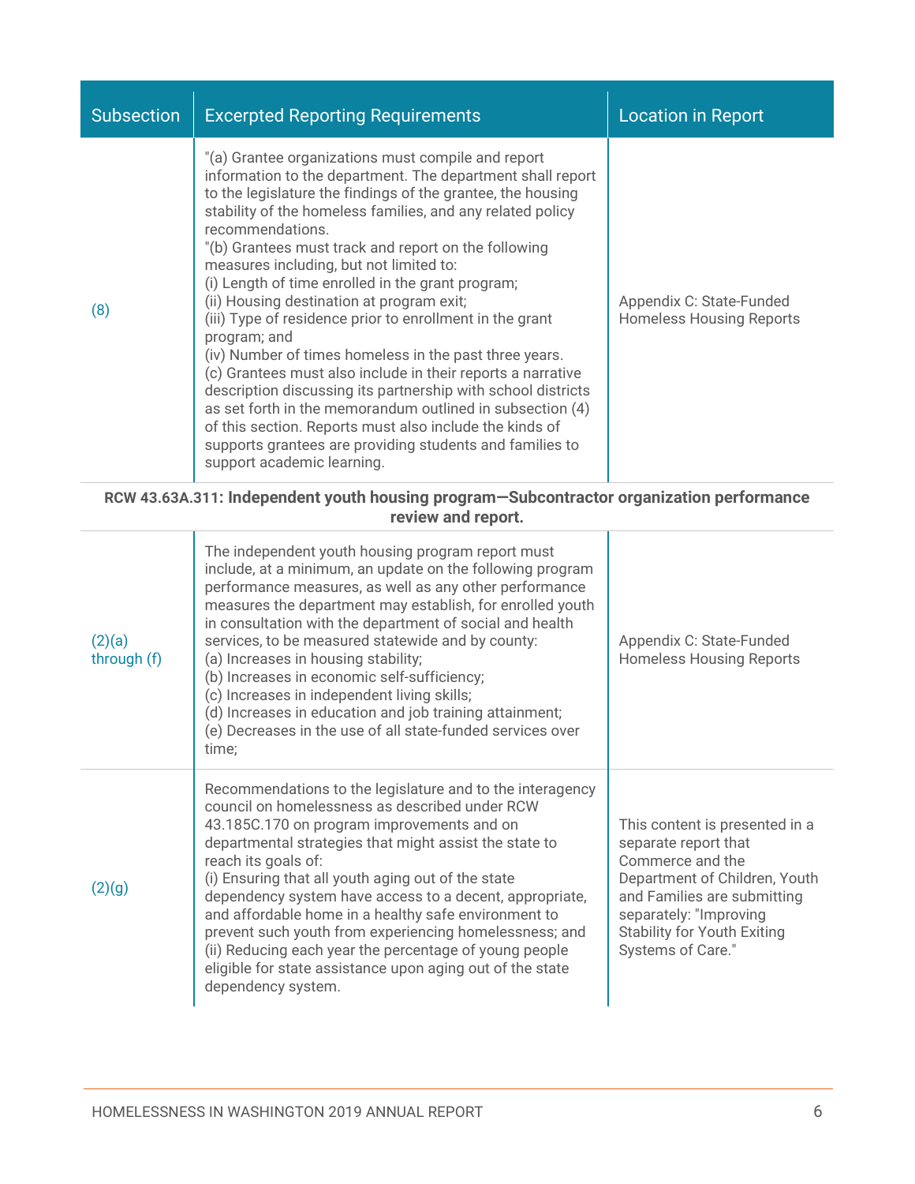| Subsection | Excerpted Reporting Requirements | Location in Report |
|---|---|---|
| (8) | "(a) Grantee organizations must compile and report information to the department. The department shall report to the legislature the findings of the grantee, the housing stability of the homeless families, and any related policy recommendations.<br>"(b) Grantees must track and report on the following measures including, but not limited to:<br>(i) Length of time enrolled in the grant program;<br>(ii) Housing destination at program exit;<br>(iii) Type of residence prior to enrollment in the grant program; and<br>(iv) Number of times homeless in the past three years.<br>(c) Grantees must also include in their reports a narrative description discussing its partnership with school districts as set forth in the memorandum outlined in subsection (4) of this section. Reports must also include the kinds of supports grantees are providing students and families to support academic learning. | Appendix C: State-Funded Homeless Housing Reports |
| **RCW 43.63A.311: Independent youth housing program—Subcontractor organization performance review and report.** | | |
| (2)(a) through (f) | The independent youth housing program report must include, at a minimum, an update on the following program performance measures, as well as any other performance measures the department may establish, for enrolled youth in consultation with the department of social and health services, to be measured statewide and by county:<br>(a) Increases in housing stability;<br>(b) Increases in economic self-sufficiency;<br>(c) Increases in independent living skills;<br>(d) Increases in education and job training attainment;<br>(e) Decreases in the use of all state-funded services over time; | Appendix C: State-Funded Homeless Housing Reports |
| (2)(g) | Recommendations to the legislature and to the interagency council on homelessness as described under RCW 43.185C.170 on program improvements and on departmental strategies that might assist the state to reach its goals of:<br>(i) Ensuring that all youth aging out of the state dependency system have access to a decent, appropriate, and affordable home in a healthy safe environment to prevent such youth from experiencing homelessness; and<br>(ii) Reducing each year the percentage of young people eligible for state assistance upon aging out of the state dependency system. | This content is presented in a separate report that Commerce and the Department of Children, Youth and Families are submitting separately: "Improving Stability for Youth Exiting Systems of Care." |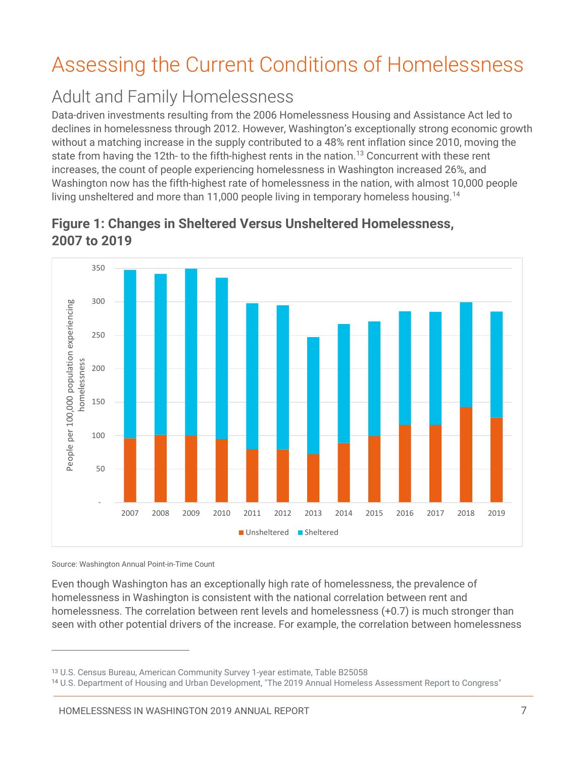// Assessing the Current Conditions of Homelessness

# Assessing the Current Conditions of Homelessness

## Adult and Family Homelessness

Data-driven investments resulting from the 2006 Homelessness Housing and Assistance Act led to declines in homelessness through 2012. However, Washington's exceptionally strong economic growth without a matching increase in the supply contributed to a 48% rent inflation since 2010, moving the state from having the 12th- to the fifth-highest rents in the nation.[13] Concurrent with these rent increases, the count of people experiencing homelessness in Washington increased 26%, and Washington now has the fifth-highest rate of homelessness in the nation, with almost 10,000 people living unsheltered and more than 11,000 people living in temporary homeless housing.[14]

### Figure 1: Changes in Sheltered Versus Unsheltered Homelessness, 2007 to 2019

Source: Washington Annual Point-in-Time Count

Even though Washington has an exceptionally high rate of homelessness, the prevalence of homelessness in Washington is consistent with the national correlation between rent and homelessness. The correlation between rent levels and homelessness (+0.7) is much stronger than seen with other potential drivers of the increase. For example, the correlation between homelessness

---

[13] U.S. Census Bureau, American Community Survey 1-year estimate, Table B25058

[14] U.S. Department of Housing and Urban Development, "The 2019 Annual Homeless Assessment Report to Congress"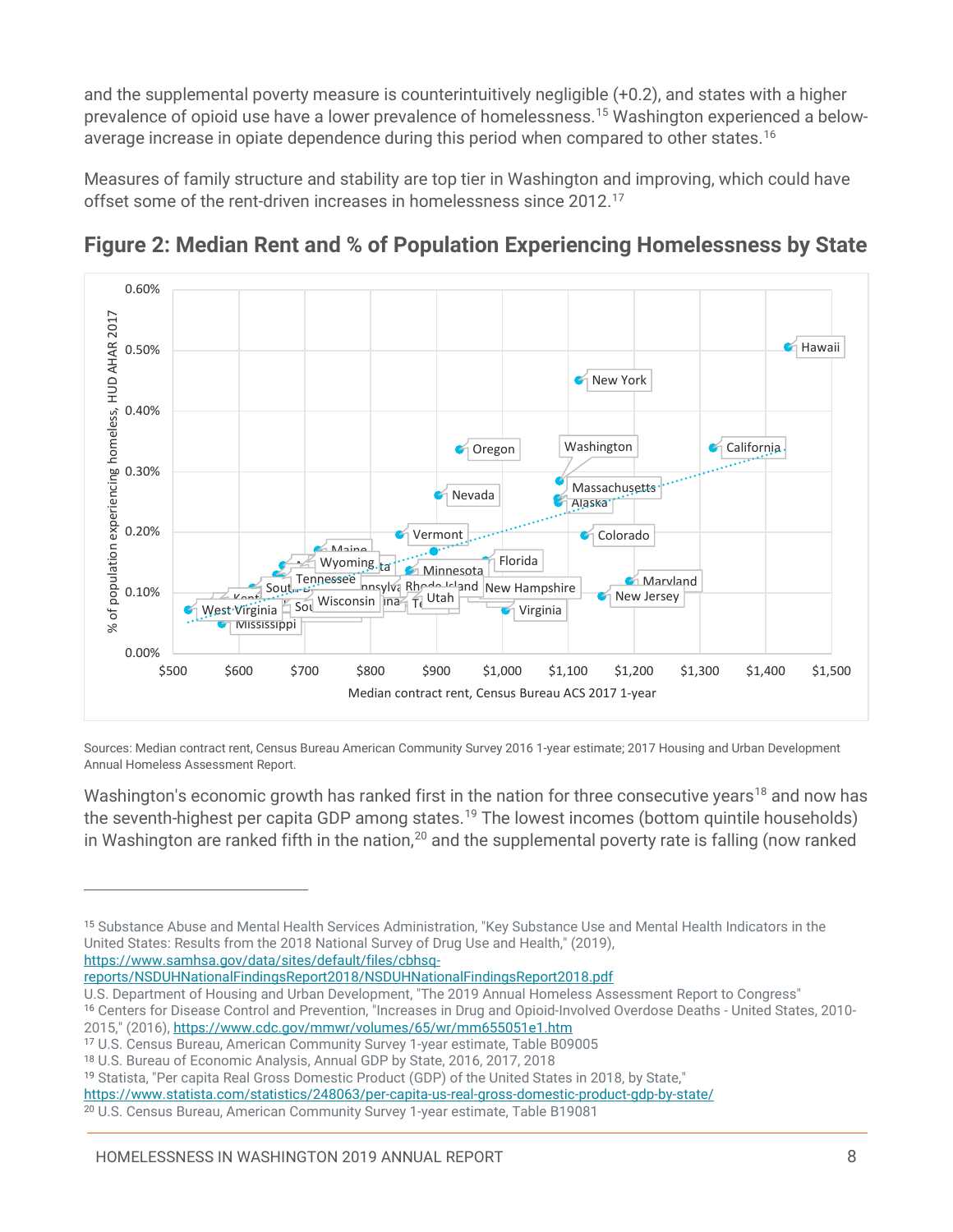and the supplemental poverty measure is counterintuitively negligible (+0.2), and states with a higher prevalence of opioid use have a lower prevalence of homelessness.[15] Washington experienced a below-average increase in opiate dependence during this period when compared to other states.[16]

Measures of family structure and stability are top tier in Washington and improving, which could have offset some of the rent-driven increases in homelessness since 2012.[17]

## Figure 2: Median Rent and % of Population Experiencing Homelessness by State

Sources: Median contract rent, Census Bureau American Community Survey 2016 1-year estimate; 2017 Housing and Urban Development Annual Homeless Assessment Report.

Washington's economic growth has ranked first in the nation for three consecutive years[18] and now has the seventh-highest per capita GDP among states.[19] The lowest incomes (bottom quintile households) in Washington are ranked fifth in the nation,[20] and the supplemental poverty rate is falling (now ranked

---

[15] Substance Abuse and Mental Health Services Administration, "Key Substance Use and Mental Health Indicators in the United States: Results from the 2018 National Survey of Drug Use and Health," (2019), https://www.samhsa.gov/data/sites/default/files/cbhsq-reports/NSDUHNationalFindingsReport2018/NSDUHNationalFindingsReport2018.pdf
U.S. Department of Housing and Urban Development, "The 2019 Annual Homeless Assessment Report to Congress"
[16] Centers for Disease Control and Prevention, "Increases in Drug and Opioid-Involved Overdose Deaths - United States, 2010-2015," (2016), https://www.cdc.gov/mmwr/volumes/65/wr/mm655051e1.htm
[17] U.S. Census Bureau, American Community Survey 1-year estimate, Table B09005
[18] U.S. Bureau of Economic Analysis, Annual GDP by State, 2016, 2017, 2018
[19] Statista, "Per capita Real Gross Domestic Product (GDP) of the United States in 2018, by State," https://www.statista.com/statistics/248063/per-capita-us-real-gross-domestic-product-gdp-by-state/
[20] U.S. Census Bureau, American Community Survey 1-year estimate, Table B19081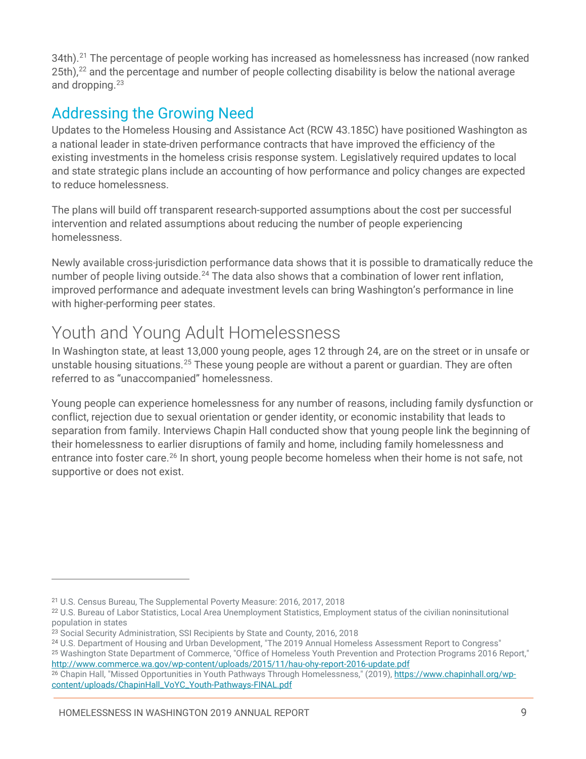34th).[21] The percentage of people working has increased as homelessness has increased (now ranked 25th),[22] and the percentage and number of people collecting disability is below the national average and dropping.[23]

## Addressing the Growing Need

Updates to the Homeless Housing and Assistance Act (RCW 43.185C) have positioned Washington as a national leader in state-driven performance contracts that have improved the efficiency of the existing investments in the homeless crisis response system. Legislatively required updates to local and state strategic plans include an accounting of how performance and policy changes are expected to reduce homelessness.

The plans will build off transparent research-supported assumptions about the cost per successful intervention and related assumptions about reducing the number of people experiencing homelessness.

Newly available cross-jurisdiction performance data shows that it is possible to dramatically reduce the number of people living outside.[24] The data also shows that a combination of lower rent inflation, improved performance and adequate investment levels can bring Washington's performance in line with higher-performing peer states.

# Youth and Young Adult Homelessness

In Washington state, at least 13,000 young people, ages 12 through 24, are on the street or in unsafe or unstable housing situations.[25] These young people are without a parent or guardian. They are often referred to as "unaccompanied" homelessness.

Young people can experience homelessness for any number of reasons, including family dysfunction or conflict, rejection due to sexual orientation or gender identity, or economic instability that leads to separation from family. Interviews Chapin Hall conducted show that young people link the beginning of their homelessness to earlier disruptions of family and home, including family homelessness and entrance into foster care.[26] In short, young people become homeless when their home is not safe, not supportive or does not exist.

---

[21] U.S. Census Bureau, The Supplemental Poverty Measure: 2016, 2017, 2018

[22] U.S. Bureau of Labor Statistics, Local Area Unemployment Statistics, Employment status of the civilian noninsitutional population in states

[23] Social Security Administration, SSI Recipients by State and County, 2016, 2018

[24] U.S. Department of Housing and Urban Development, "The 2019 Annual Homeless Assessment Report to Congress"

[25] Washington State Department of Commerce, "Office of Homeless Youth Prevention and Protection Programs 2016 Report," http://www.commerce.wa.gov/wp-content/uploads/2015/11/hau-ohy-report-2016-update.pdf

[26] Chapin Hall, "Missed Opportunities in Youth Pathways Through Homelessness," (2019), https://www.chapinhall.org/wp-content/uploads/ChapinHall_VoYC_Youth-Pathways-FINAL.pdf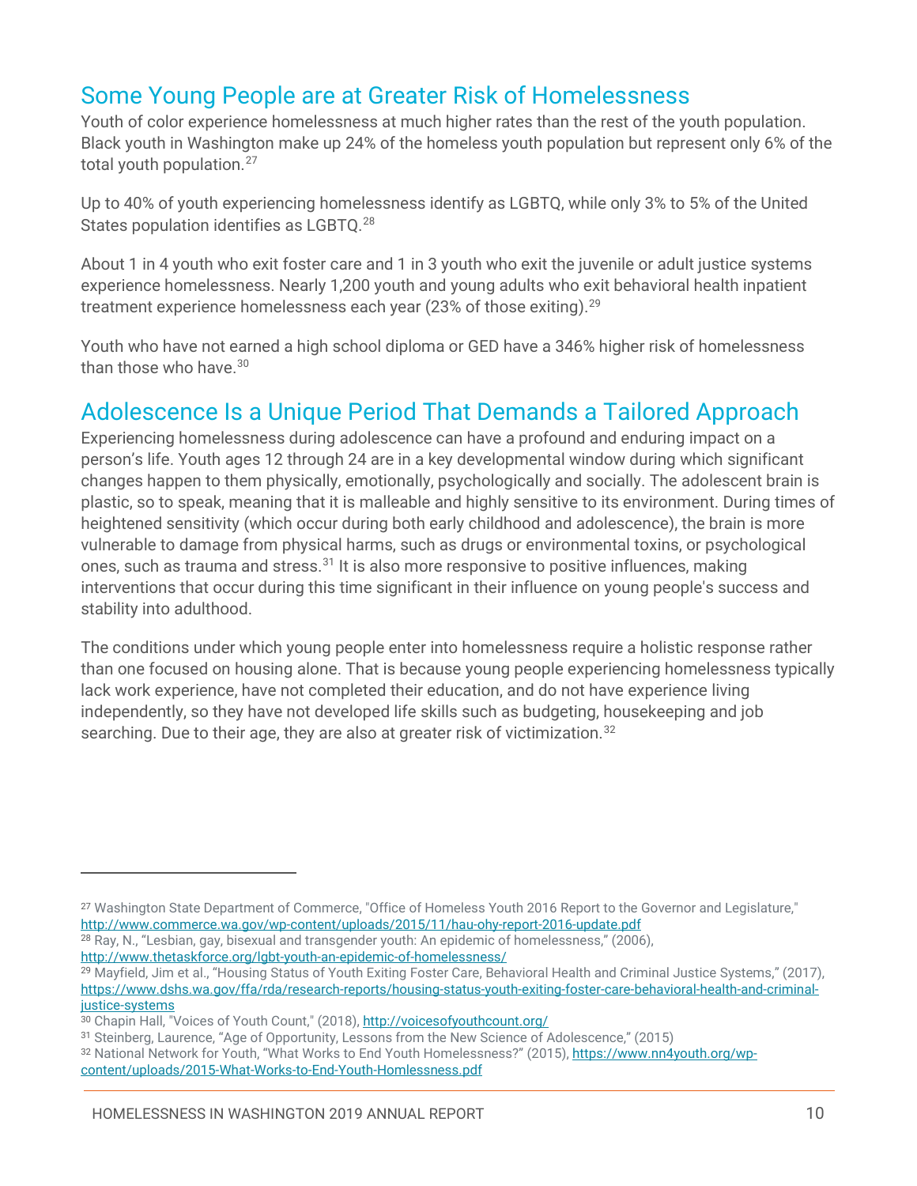## Some Young People are at Greater Risk of Homelessness

Youth of color experience homelessness at much higher rates than the rest of the youth population. Black youth in Washington make up 24% of the homeless youth population but represent only 6% of the total youth population.[27]

Up to 40% of youth experiencing homelessness identify as LGBTQ, while only 3% to 5% of the United States population identifies as LGBTQ.[28]

About 1 in 4 youth who exit foster care and 1 in 3 youth who exit the juvenile or adult justice systems experience homelessness. Nearly 1,200 youth and young adults who exit behavioral health inpatient treatment experience homelessness each year (23% of those exiting).[29]

Youth who have not earned a high school diploma or GED have a 346% higher risk of homelessness than those who have.[30]

## Adolescence Is a Unique Period That Demands a Tailored Approach

Experiencing homelessness during adolescence can have a profound and enduring impact on a person's life. Youth ages 12 through 24 are in a key developmental window during which significant changes happen to them physically, emotionally, psychologically and socially. The adolescent brain is plastic, so to speak, meaning that it is malleable and highly sensitive to its environment. During times of heightened sensitivity (which occur during both early childhood and adolescence), the brain is more vulnerable to damage from physical harms, such as drugs or environmental toxins, or psychological ones, such as trauma and stress.[31] It is also more responsive to positive influences, making interventions that occur during this time significant in their influence on young people's success and stability into adulthood.

The conditions under which young people enter into homelessness require a holistic response rather than one focused on housing alone. That is because young people experiencing homelessness typically lack work experience, have not completed their education, and do not have experience living independently, so they have not developed life skills such as budgeting, housekeeping and job searching. Due to their age, they are also at greater risk of victimization.[32]

---

[27] Washington State Department of Commerce, "Office of Homeless Youth 2016 Report to the Governor and Legislature," http://www.commerce.wa.gov/wp-content/uploads/2015/11/hau-ohy-report-2016-update.pdf

[28] Ray, N., "Lesbian, gay, bisexual and transgender youth: An epidemic of homelessness," (2006), http://www.thetaskforce.org/lgbt-youth-an-epidemic-of-homelessness/

[29] Mayfield, Jim et al., "Housing Status of Youth Exiting Foster Care, Behavioral Health and Criminal Justice Systems," (2017), https://www.dshs.wa.gov/ffa/rda/research-reports/housing-status-youth-exiting-foster-care-behavioral-health-and-criminal-justice-systems

[30] Chapin Hall, "Voices of Youth Count," (2018), http://voicesofyouthcount.org/

[31] Steinberg, Laurence, "Age of Opportunity, Lessons from the New Science of Adolescence," (2015)

[32] National Network for Youth, "What Works to End Youth Homelessness?" (2015), https://www.nn4youth.org/wp-content/uploads/2015-What-Works-to-End-Youth-Homlessness.pdf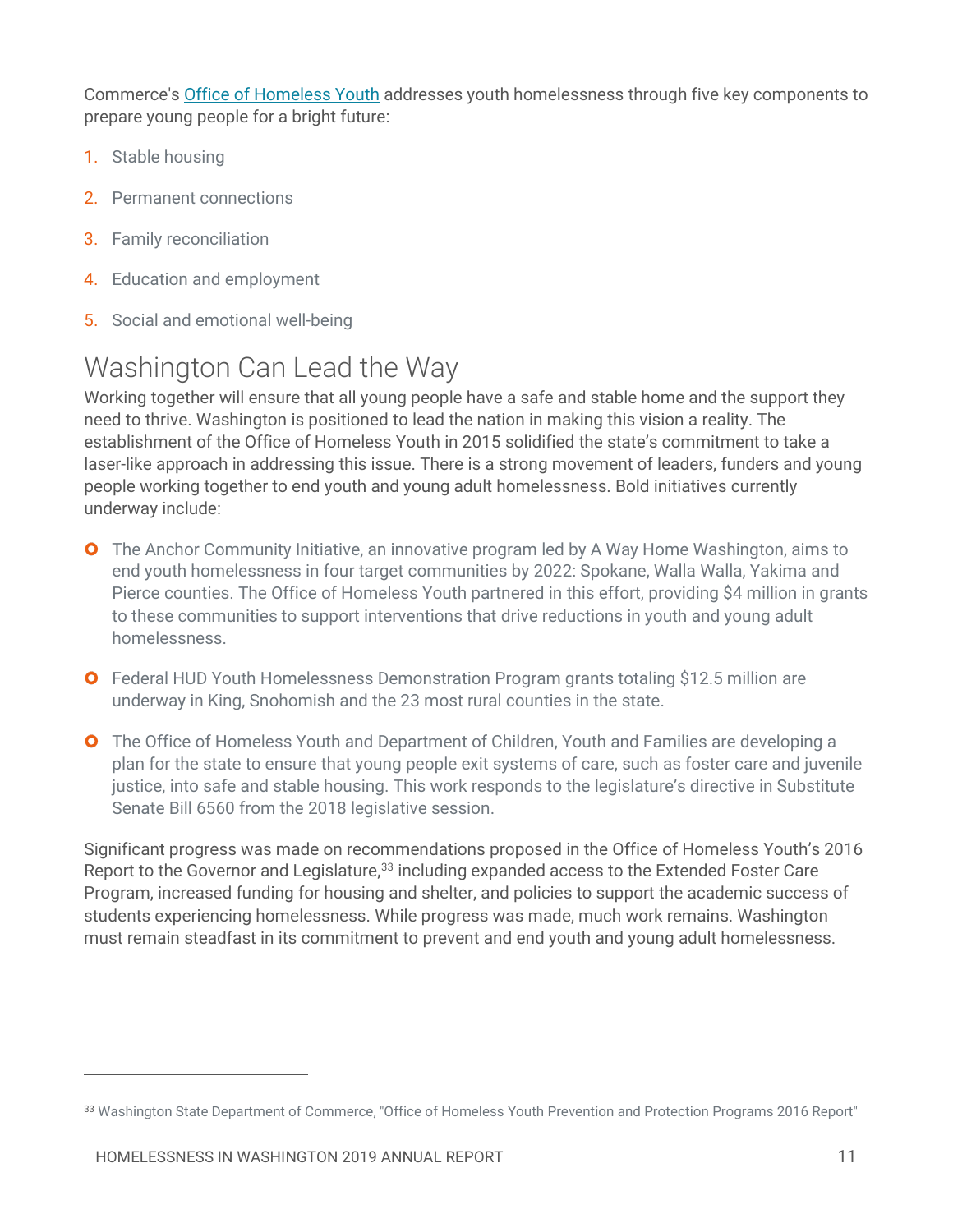Commerce's Office of Homeless Youth addresses youth homelessness through five key components to prepare young people for a bright future:

1. Stable housing
2. Permanent connections
3. Family reconciliation
4. Education and employment
5. Social and emotional well-being

## Washington Can Lead the Way

Working together will ensure that all young people have a safe and stable home and the support they need to thrive. Washington is positioned to lead the nation in making this vision a reality. The establishment of the Office of Homeless Youth in 2015 solidified the state's commitment to take a laser-like approach in addressing this issue. There is a strong movement of leaders, funders and young people working together to end youth and young adult homelessness. Bold initiatives currently underway include:

- The Anchor Community Initiative, an innovative program led by A Way Home Washington, aims to end youth homelessness in four target communities by 2022: Spokane, Walla Walla, Yakima and Pierce counties. The Office of Homeless Youth partnered in this effort, providing $4 million in grants to these communities to support interventions that drive reductions in youth and young adult homelessness.
- Federal HUD Youth Homelessness Demonstration Program grants totaling $12.5 million are underway in King, Snohomish and the 23 most rural counties in the state.
- The Office of Homeless Youth and Department of Children, Youth and Families are developing a plan for the state to ensure that young people exit systems of care, such as foster care and juvenile justice, into safe and stable housing. This work responds to the legislature's directive in Substitute Senate Bill 6560 from the 2018 legislative session.

Significant progress was made on recommendations proposed in the Office of Homeless Youth's 2016 Report to the Governor and Legislature,[33] including expanded access to the Extended Foster Care Program, increased funding for housing and shelter, and policies to support the academic success of students experiencing homelessness. While progress was made, much work remains. Washington must remain steadfast in its commitment to prevent and end youth and young adult homelessness.

---

[33] Washington State Department of Commerce, "Office of Homeless Youth Prevention and Protection Programs 2016 Report"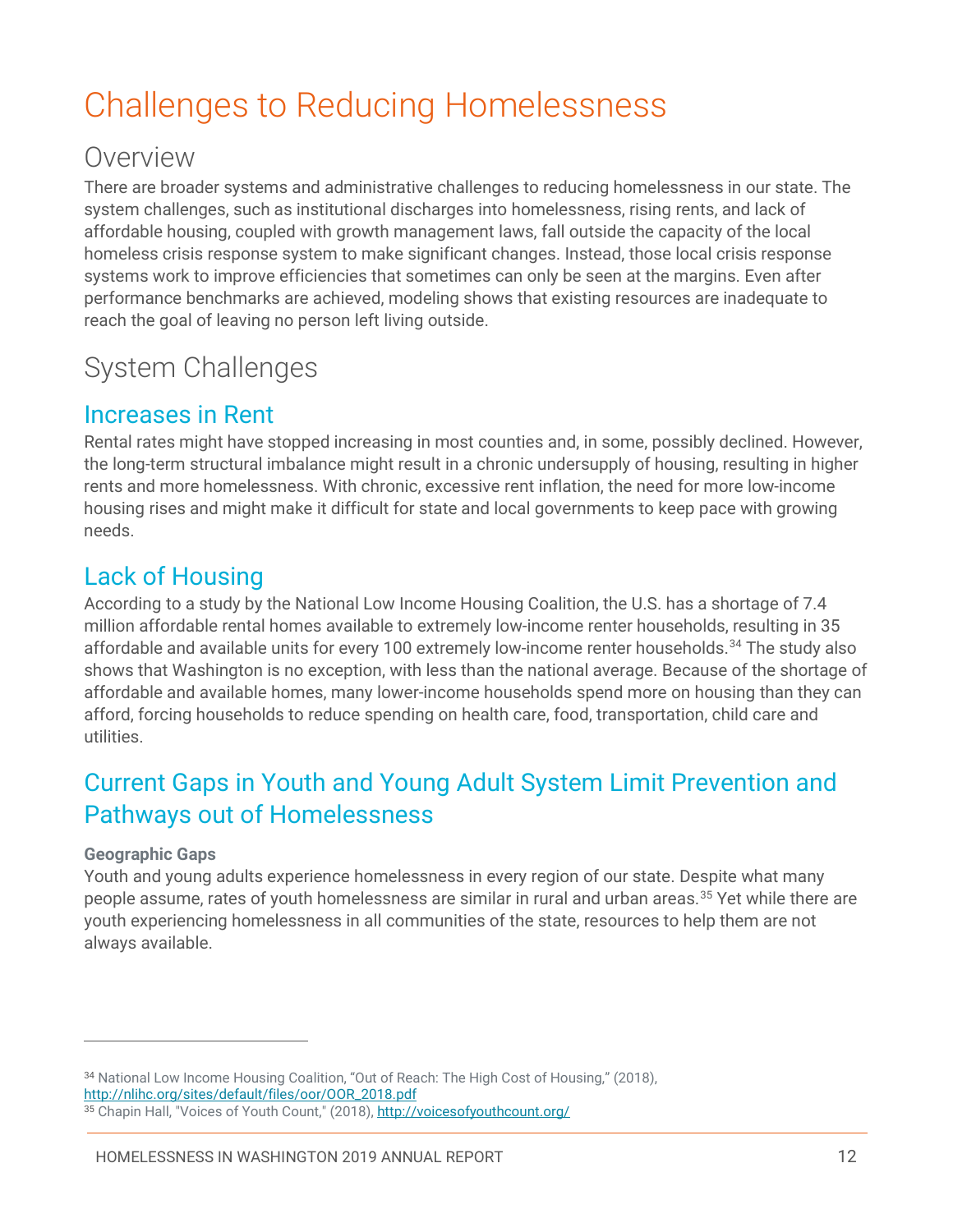# Challenges to Reducing Homelessness

## Overview

There are broader systems and administrative challenges to reducing homelessness in our state. The system challenges, such as institutional discharges into homelessness, rising rents, and lack of affordable housing, coupled with growth management laws, fall outside the capacity of the local homeless crisis response system to make significant changes. Instead, those local crisis response systems work to improve efficiencies that sometimes can only be seen at the margins. Even after performance benchmarks are achieved, modeling shows that existing resources are inadequate to reach the goal of leaving no person left living outside.

## System Challenges

### Increases in Rent

Rental rates might have stopped increasing in most counties and, in some, possibly declined. However, the long-term structural imbalance might result in a chronic undersupply of housing, resulting in higher rents and more homelessness. With chronic, excessive rent inflation, the need for more low-income housing rises and might make it difficult for state and local governments to keep pace with growing needs.

### Lack of Housing

According to a study by the National Low Income Housing Coalition, the U.S. has a shortage of 7.4 million affordable rental homes available to extremely low-income renter households, resulting in 35 affordable and available units for every 100 extremely low-income renter households.[34] The study also shows that Washington is no exception, with less than the national average. Because of the shortage of affordable and available homes, many lower-income households spend more on housing than they can afford, forcing households to reduce spending on health care, food, transportation, child care and utilities.

### Current Gaps in Youth and Young Adult System Limit Prevention and Pathways out of Homelessness

**Geographic Gaps**

Youth and young adults experience homelessness in every region of our state. Despite what many people assume, rates of youth homelessness are similar in rural and urban areas.[35] Yet while there are youth experiencing homelessness in all communities of the state, resources to help them are not always available.

---

[34] National Low Income Housing Coalition, "Out of Reach: The High Cost of Housing," (2018), http://nlihc.org/sites/default/files/oor/OOR_2018.pdf

[35] Chapin Hall, "Voices of Youth Count," (2018), http://voicesofyouthcount.org/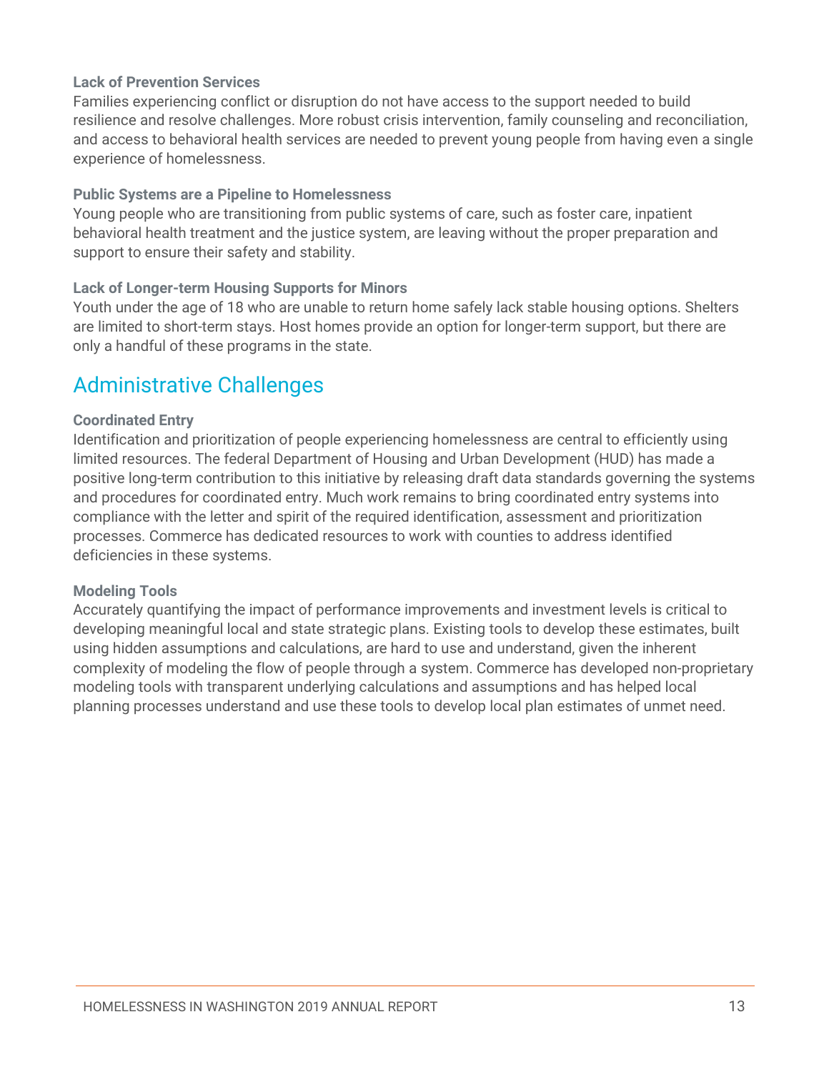#### Lack of Prevention Services

Families experiencing conflict or disruption do not have access to the support needed to build resilience and resolve challenges. More robust crisis intervention, family counseling and reconciliation, and access to behavioral health services are needed to prevent young people from having even a single experience of homelessness.

#### Public Systems are a Pipeline to Homelessness

Young people who are transitioning from public systems of care, such as foster care, inpatient behavioral health treatment and the justice system, are leaving without the proper preparation and support to ensure their safety and stability.

#### Lack of Longer-term Housing Supports for Minors

Youth under the age of 18 who are unable to return home safely lack stable housing options. Shelters are limited to short-term stays. Host homes provide an option for longer-term support, but there are only a handful of these programs in the state.

## Administrative Challenges

#### Coordinated Entry

Identification and prioritization of people experiencing homelessness are central to efficiently using limited resources. The federal Department of Housing and Urban Development (HUD) has made a positive long-term contribution to this initiative by releasing draft data standards governing the systems and procedures for coordinated entry. Much work remains to bring coordinated entry systems into compliance with the letter and spirit of the required identification, assessment and prioritization processes. Commerce has dedicated resources to work with counties to address identified deficiencies in these systems.

#### Modeling Tools

Accurately quantifying the impact of performance improvements and investment levels is critical to developing meaningful local and state strategic plans. Existing tools to develop these estimates, built using hidden assumptions and calculations, are hard to use and understand, given the inherent complexity of modeling the flow of people through a system. Commerce has developed non-proprietary modeling tools with transparent underlying calculations and assumptions and has helped local planning processes understand and use these tools to develop local plan estimates of unmet need.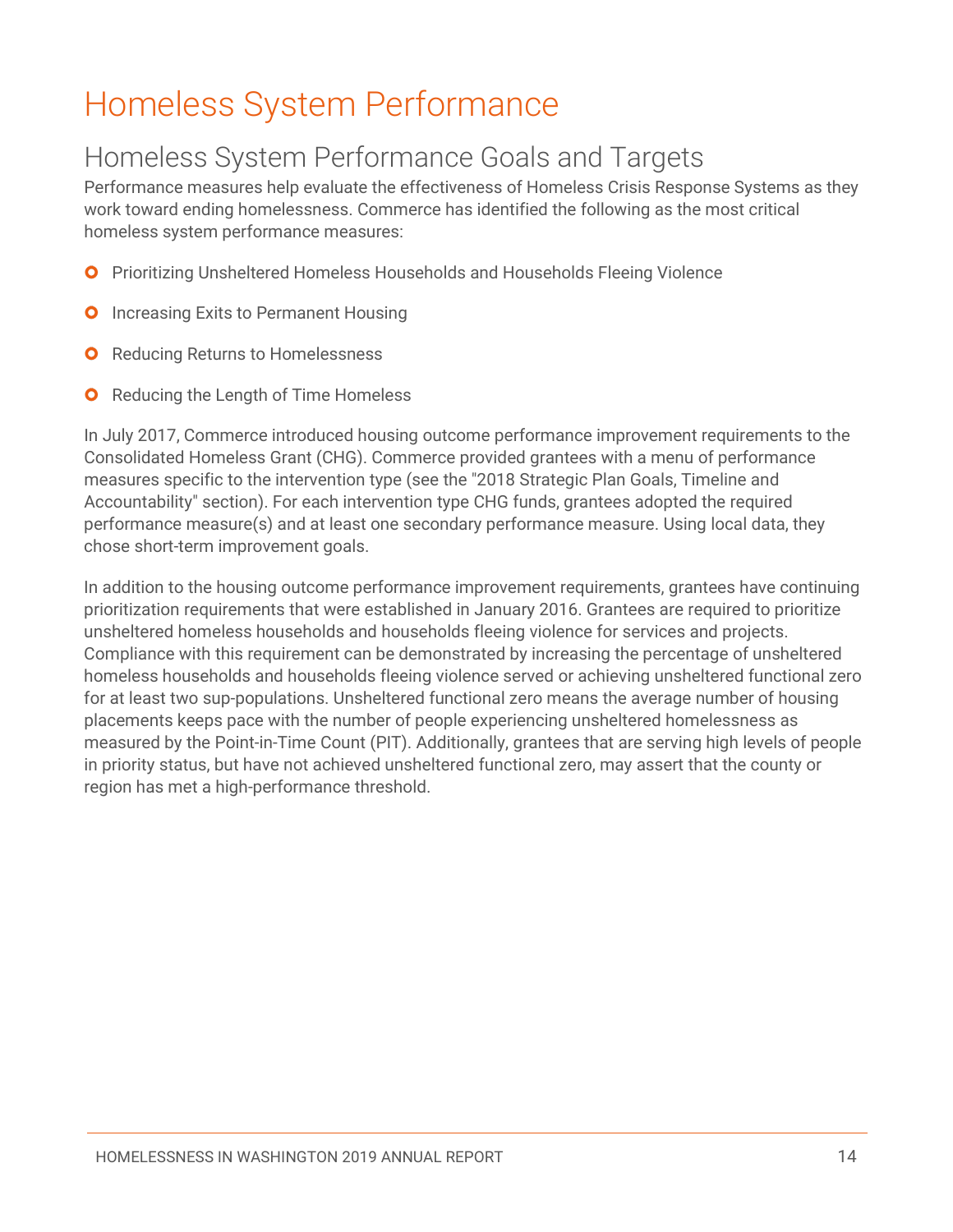# Homeless System Performance

## Homeless System Performance Goals and Targets

Performance measures help evaluate the effectiveness of Homeless Crisis Response Systems as they work toward ending homelessness. Commerce has identified the following as the most critical homeless system performance measures:

- Prioritizing Unsheltered Homeless Households and Households Fleeing Violence
- Increasing Exits to Permanent Housing
- Reducing Returns to Homelessness
- Reducing the Length of Time Homeless

In July 2017, Commerce introduced housing outcome performance improvement requirements to the Consolidated Homeless Grant (CHG). Commerce provided grantees with a menu of performance measures specific to the intervention type (see the "2018 Strategic Plan Goals, Timeline and Accountability" section). For each intervention type CHG funds, grantees adopted the required performance measure(s) and at least one secondary performance measure. Using local data, they chose short-term improvement goals.

In addition to the housing outcome performance improvement requirements, grantees have continuing prioritization requirements that were established in January 2016. Grantees are required to prioritize unsheltered homeless households and households fleeing violence for services and projects. Compliance with this requirement can be demonstrated by increasing the percentage of unsheltered homeless households and households fleeing violence served or achieving unsheltered functional zero for at least two sup-populations. Unsheltered functional zero means the average number of housing placements keeps pace with the number of people experiencing unsheltered homelessness as measured by the Point-in-Time Count (PIT). Additionally, grantees that are serving high levels of people in priority status, but have not achieved unsheltered functional zero, may assert that the county or region has met a high-performance threshold.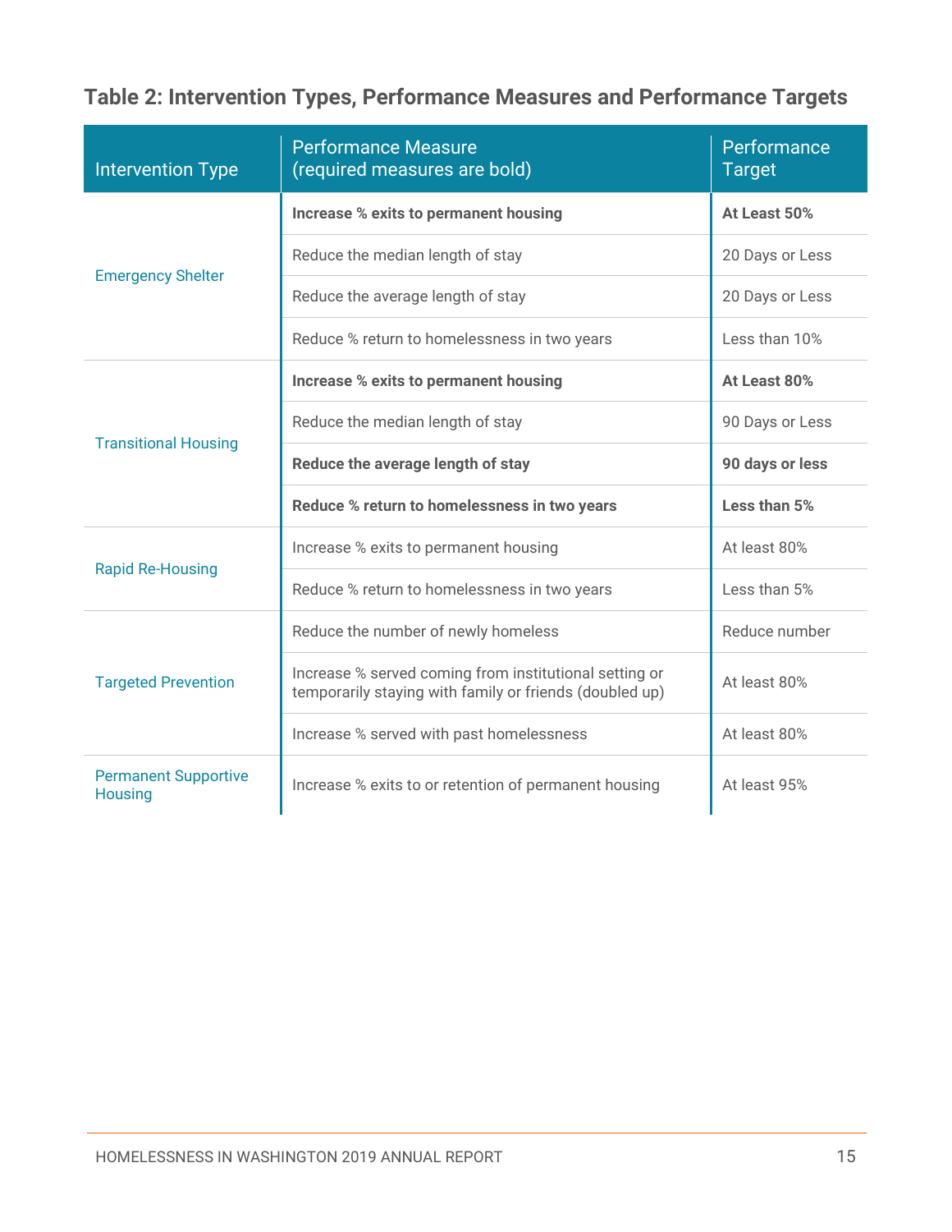## Table 2: Intervention Types, Performance Measures and Performance Targets

| Intervention Type | Performance Measure (required measures are bold) | Performance Target |
|---|---|---|
| Emergency Shelter | **Increase % exits to permanent housing** | **At Least 50%** |
| | Reduce the median length of stay | 20 Days or Less |
| | Reduce the average length of stay | 20 Days or Less |
| | Reduce % return to homelessness in two years | Less than 10% |
| Transitional Housing | **Increase % exits to permanent housing** | **At Least 80%** |
| | Reduce the median length of stay | 90 Days or Less |
| | **Reduce the average length of stay** | **90 days or less** |
| | **Reduce % return to homelessness in two years** | **Less than 5%** |
| Rapid Re-Housing | Increase % exits to permanent housing | At least 80% |
| | Reduce % return to homelessness in two years | Less than 5% |
| Targeted Prevention | Reduce the number of newly homeless | Reduce number |
| | Increase % served coming from institutional setting or temporarily staying with family or friends (doubled up) | At least 80% |
| | Increase % served with past homelessness | At least 80% |
| Permanent Supportive Housing | Increase % exits to or retention of permanent housing | At least 95% |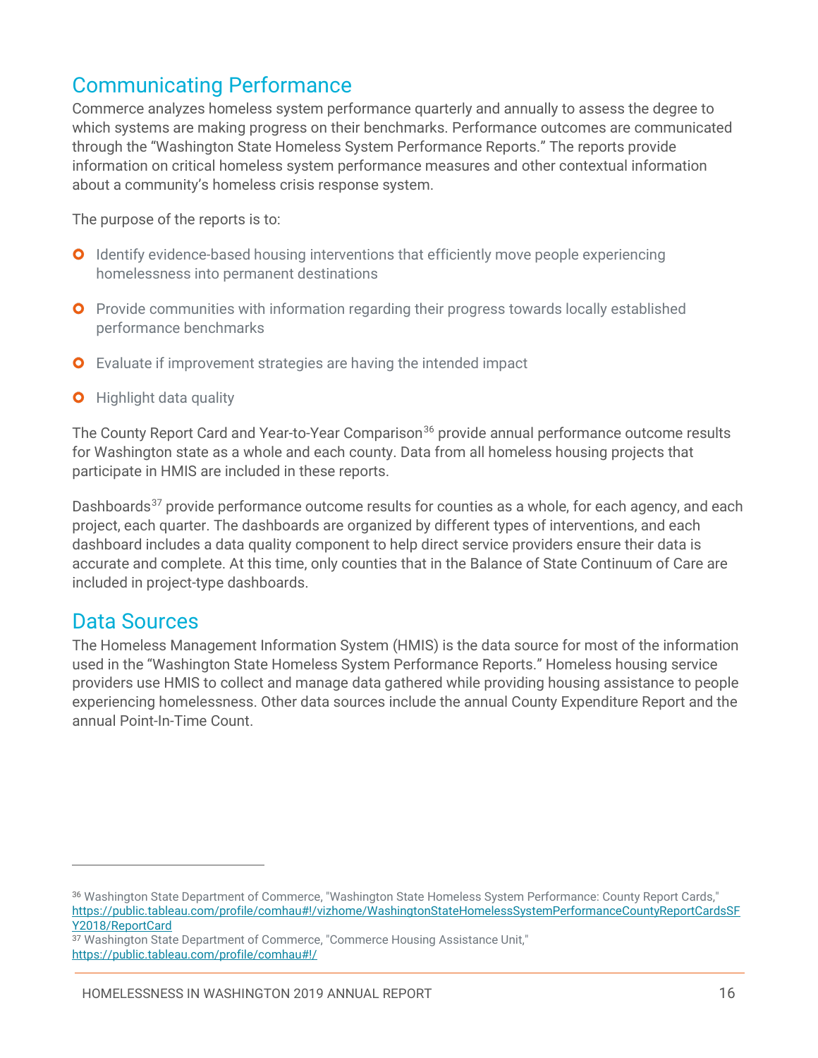## Communicating Performance

Commerce analyzes homeless system performance quarterly and annually to assess the degree to which systems are making progress on their benchmarks. Performance outcomes are communicated through the "Washington State Homeless System Performance Reports." The reports provide information on critical homeless system performance measures and other contextual information about a community's homeless crisis response system.

The purpose of the reports is to:

- Identify evidence-based housing interventions that efficiently move people experiencing homelessness into permanent destinations
- Provide communities with information regarding their progress towards locally established performance benchmarks
- Evaluate if improvement strategies are having the intended impact
- Highlight data quality

The County Report Card and Year-to-Year Comparison[36] provide annual performance outcome results for Washington state as a whole and each county. Data from all homeless housing projects that participate in HMIS are included in these reports.

Dashboards[37] provide performance outcome results for counties as a whole, for each agency, and each project, each quarter. The dashboards are organized by different types of interventions, and each dashboard includes a data quality component to help direct service providers ensure their data is accurate and complete. At this time, only counties that in the Balance of State Continuum of Care are included in project-type dashboards.

## Data Sources

The Homeless Management Information System (HMIS) is the data source for most of the information used in the "Washington State Homeless System Performance Reports." Homeless housing service providers use HMIS to collect and manage data gathered while providing housing assistance to people experiencing homelessness. Other data sources include the annual County Expenditure Report and the annual Point-In-Time Count.

---

[36] Washington State Department of Commerce, "Washington State Homeless System Performance: County Report Cards," https://public.tableau.com/profile/comhau#!/vizhome/WashingtonStateHomelessSystemPerformanceCountyReportCardsSFY2018/ReportCard

[37] Washington State Department of Commerce, "Commerce Housing Assistance Unit," https://public.tableau.com/profile/comhau#!/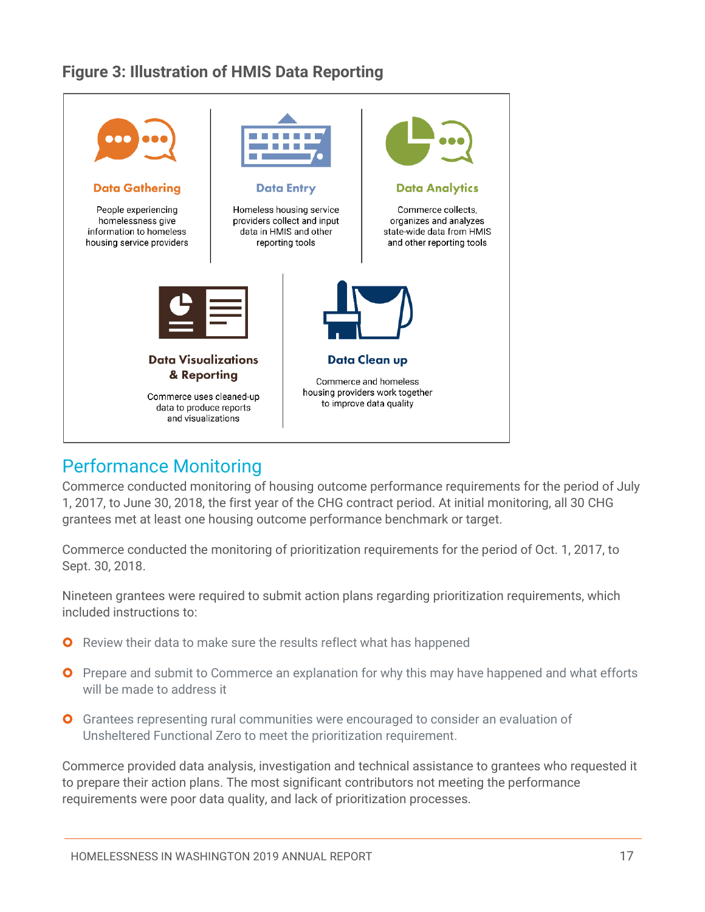### Figure 3: Illustration of HMIS Data Reporting

**Data Gathering**

People experiencing homelessness give information to homeless housing service providers

**Data Entry**

Homeless housing service providers collect and input data in HMIS and other reporting tools

**Data Analytics**

Commerce collects, organizes and analyzes state-wide data from HMIS and other reporting tools

**Data Visualizations & Reporting**

Commerce uses cleaned-up data to produce reports and visualizations

**Data Clean up**

Commerce and homeless housing providers work together to improve data quality

## Performance Monitoring

Commerce conducted monitoring of housing outcome performance requirements for the period of July 1, 2017, to June 30, 2018, the first year of the CHG contract period. At initial monitoring, all 30 CHG grantees met at least one housing outcome performance benchmark or target.

Commerce conducted the monitoring of prioritization requirements for the period of Oct. 1, 2017, to Sept. 30, 2018.

Nineteen grantees were required to submit action plans regarding prioritization requirements, which included instructions to:

- Review their data to make sure the results reflect what has happened
- Prepare and submit to Commerce an explanation for why this may have happened and what efforts will be made to address it
- Grantees representing rural communities were encouraged to consider an evaluation of Unsheltered Functional Zero to meet the prioritization requirement.

Commerce provided data analysis, investigation and technical assistance to grantees who requested it to prepare their action plans. The most significant contributors not meeting the performance requirements were poor data quality, and lack of prioritization processes.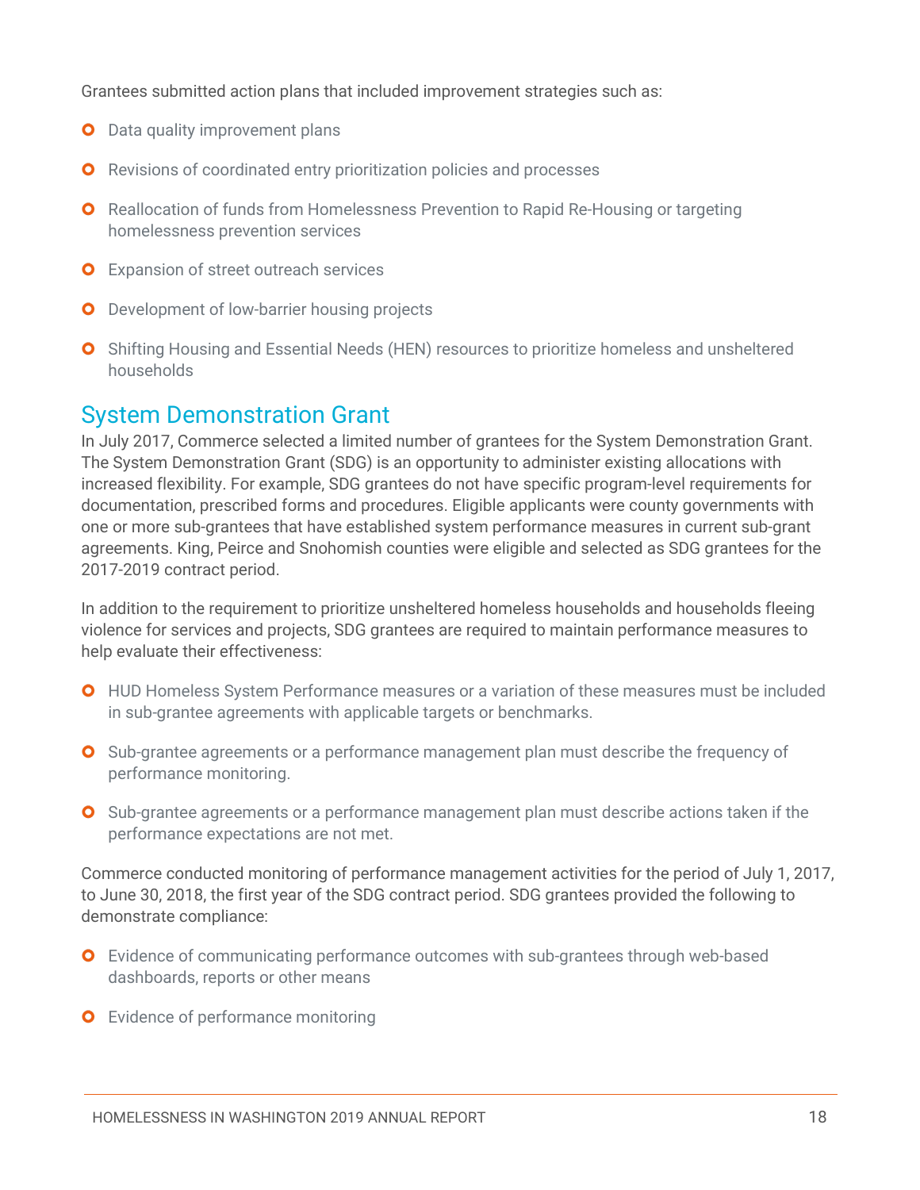Grantees submitted action plans that included improvement strategies such as:

- Data quality improvement plans
- Revisions of coordinated entry prioritization policies and processes
- Reallocation of funds from Homelessness Prevention to Rapid Re-Housing or targeting homelessness prevention services
- Expansion of street outreach services
- Development of low-barrier housing projects
- Shifting Housing and Essential Needs (HEN) resources to prioritize homeless and unsheltered households

## System Demonstration Grant

In July 2017, Commerce selected a limited number of grantees for the System Demonstration Grant. The System Demonstration Grant (SDG) is an opportunity to administer existing allocations with increased flexibility. For example, SDG grantees do not have specific program-level requirements for documentation, prescribed forms and procedures. Eligible applicants were county governments with one or more sub-grantees that have established system performance measures in current sub-grant agreements. King, Peirce and Snohomish counties were eligible and selected as SDG grantees for the 2017-2019 contract period.

In addition to the requirement to prioritize unsheltered homeless households and households fleeing violence for services and projects, SDG grantees are required to maintain performance measures to help evaluate their effectiveness:

- HUD Homeless System Performance measures or a variation of these measures must be included in sub-grantee agreements with applicable targets or benchmarks.
- Sub-grantee agreements or a performance management plan must describe the frequency of performance monitoring.
- Sub-grantee agreements or a performance management plan must describe actions taken if the performance expectations are not met.

Commerce conducted monitoring of performance management activities for the period of July 1, 2017, to June 30, 2018, the first year of the SDG contract period. SDG grantees provided the following to demonstrate compliance:

- Evidence of communicating performance outcomes with sub-grantees through web-based dashboards, reports or other means
- Evidence of performance monitoring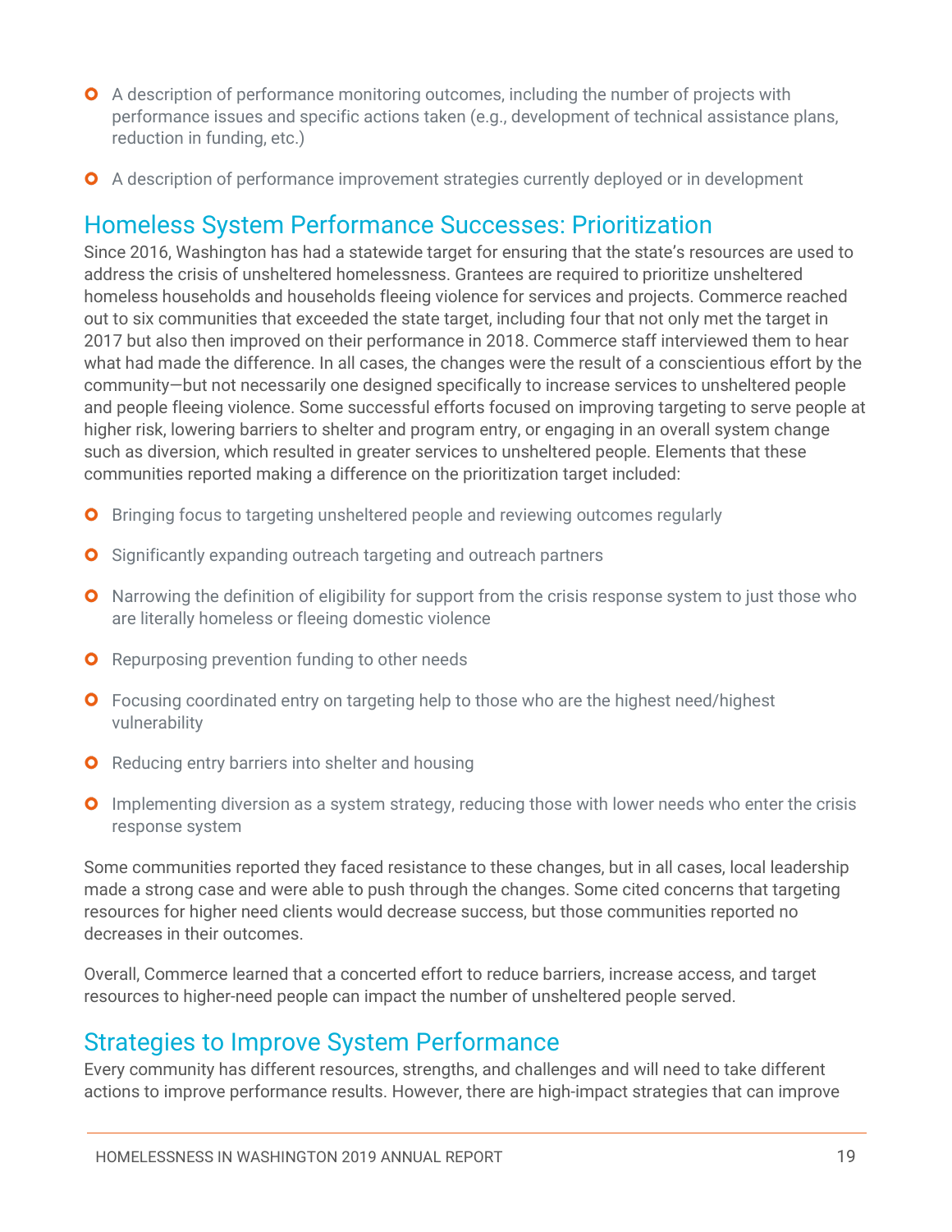- A description of performance monitoring outcomes, including the number of projects with performance issues and specific actions taken (e.g., development of technical assistance plans, reduction in funding, etc.)
- A description of performance improvement strategies currently deployed or in development

## Homeless System Performance Successes: Prioritization

Since 2016, Washington has had a statewide target for ensuring that the state's resources are used to address the crisis of unsheltered homelessness. Grantees are required to prioritize unsheltered homeless households and households fleeing violence for services and projects. Commerce reached out to six communities that exceeded the state target, including four that not only met the target in 2017 but also then improved on their performance in 2018. Commerce staff interviewed them to hear what had made the difference. In all cases, the changes were the result of a conscientious effort by the community—but not necessarily one designed specifically to increase services to unsheltered people and people fleeing violence. Some successful efforts focused on improving targeting to serve people at higher risk, lowering barriers to shelter and program entry, or engaging in an overall system change such as diversion, which resulted in greater services to unsheltered people. Elements that these communities reported making a difference on the prioritization target included:

- Bringing focus to targeting unsheltered people and reviewing outcomes regularly
- Significantly expanding outreach targeting and outreach partners
- Narrowing the definition of eligibility for support from the crisis response system to just those who are literally homeless or fleeing domestic violence
- Repurposing prevention funding to other needs
- Focusing coordinated entry on targeting help to those who are the highest need/highest vulnerability
- Reducing entry barriers into shelter and housing
- Implementing diversion as a system strategy, reducing those with lower needs who enter the crisis response system

Some communities reported they faced resistance to these changes, but in all cases, local leadership made a strong case and were able to push through the changes. Some cited concerns that targeting resources for higher need clients would decrease success, but those communities reported no decreases in their outcomes.

Overall, Commerce learned that a concerted effort to reduce barriers, increase access, and target resources to higher-need people can impact the number of unsheltered people served.

## Strategies to Improve System Performance

Every community has different resources, strengths, and challenges and will need to take different actions to improve performance results. However, there are high-impact strategies that can improve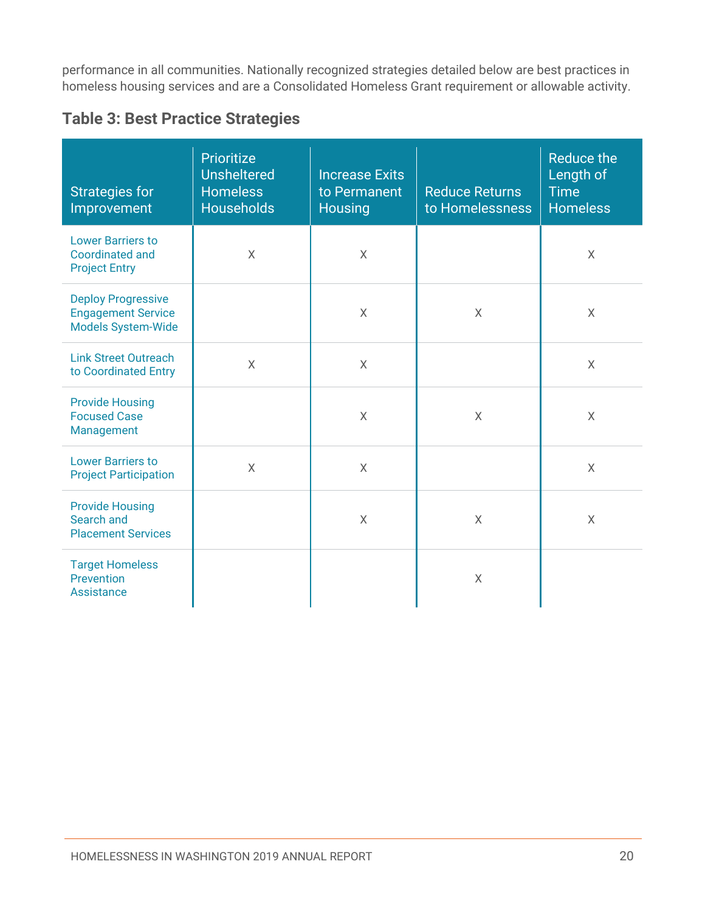performance in all communities. Nationally recognized strategies detailed below are best practices in homeless housing services and are a Consolidated Homeless Grant requirement or allowable activity.

### Table 3: Best Practice Strategies

| Strategies for Improvement | Prioritize Unsheltered Homeless Households | Increase Exits to Permanent Housing | Reduce Returns to Homelessness | Reduce the Length of Time Homeless |
|---|---|---|---|---|
| Lower Barriers to Coordinated and Project Entry | X | X | | X |
| Deploy Progressive Engagement Service Models System-Wide | | X | X | X |
| Link Street Outreach to Coordinated Entry | X | X | | X |
| Provide Housing Focused Case Management | | X | X | X |
| Lower Barriers to Project Participation | X | X | | X |
| Provide Housing Search and Placement Services | | X | X | X |
| Target Homeless Prevention Assistance | | | X | |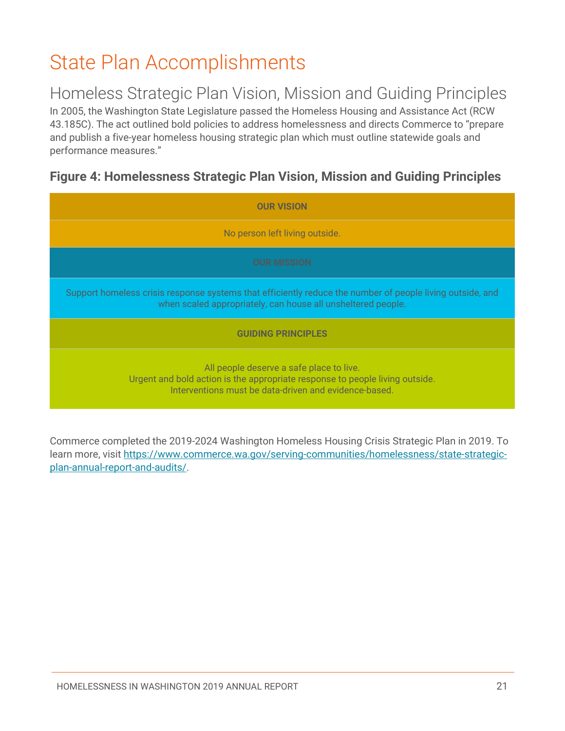# State Plan Accomplishments

## Homeless Strategic Plan Vision, Mission and Guiding Principles

In 2005, the Washington State Legislature passed the Homeless Housing and Assistance Act (RCW 43.185C). The act outlined bold policies to address homelessness and directs Commerce to "prepare and publish a five-year homeless housing strategic plan which must outline statewide goals and performance measures."

### Figure 4: Homelessness Strategic Plan Vision, Mission and Guiding Principles

| OUR VISION |
| --- |
| No person left living outside. |
| **OUR MISSION** |
| Support homeless crisis response systems that efficiently reduce the number of people living outside, and when scaled appropriately, can house all unsheltered people. |
| **GUIDING PRINCIPLES** |
| All people deserve a safe place to live.<br>Urgent and bold action is the appropriate response to people living outside.<br>Interventions must be data-driven and evidence-based. |

Commerce completed the 2019-2024 Washington Homeless Housing Crisis Strategic Plan in 2019. To learn more, visit [https://www.commerce.wa.gov/serving-communities/homelessness/state-strategic-plan-annual-report-and-audits/](https://www.commerce.wa.gov/serving-communities/homelessness/state-strategic-plan-annual-report-and-audits/).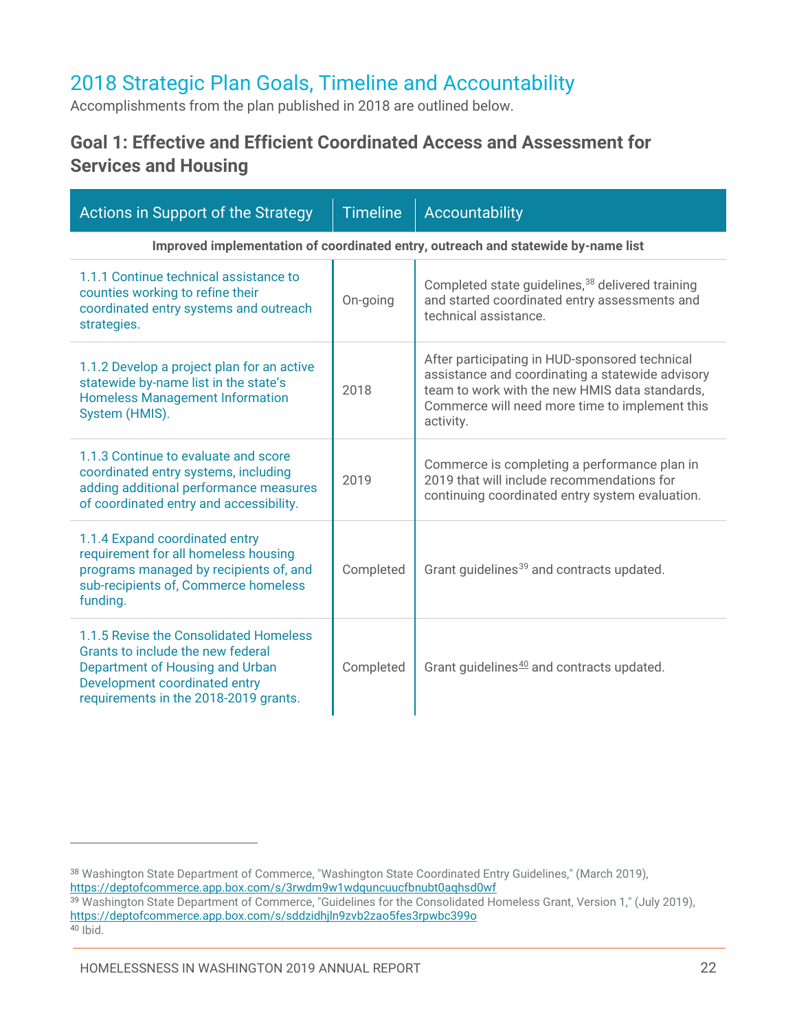## 2018 Strategic Plan Goals, Timeline and Accountability

Accomplishments from the plan published in 2018 are outlined below.

### Goal 1: Effective and Efficient Coordinated Access and Assessment for Services and Housing

| Actions in Support of the Strategy | Timeline | Accountability |
|---|---|---|
| **Improved implementation of coordinated entry, outreach and statewide by-name list** | | |
| 1.1.1 Continue technical assistance to counties working to refine their coordinated entry systems and outreach strategies. | On-going | Completed state guidelines,[38] delivered training and started coordinated entry assessments and technical assistance. |
| 1.1.2 Develop a project plan for an active statewide by-name list in the state's Homeless Management Information System (HMIS). | 2018 | After participating in HUD-sponsored technical assistance and coordinating a statewide advisory team to work with the new HMIS data standards, Commerce will need more time to implement this activity. |
| 1.1.3 Continue to evaluate and score coordinated entry systems, including adding additional performance measures of coordinated entry and accessibility. | 2019 | Commerce is completing a performance plan in 2019 that will include recommendations for continuing coordinated entry system evaluation. |
| 1.1.4 Expand coordinated entry requirement for all homeless housing programs managed by recipients of, and sub-recipients of, Commerce homeless funding. | Completed | Grant guidelines[39] and contracts updated. |
| 1.1.5 Revise the Consolidated Homeless Grants to include the new federal Department of Housing and Urban Development coordinated entry requirements in the 2018-2019 grants. | Completed | Grant guidelines[40] and contracts updated. |

---

[38] Washington State Department of Commerce, "Washington State Coordinated Entry Guidelines," (March 2019), https://deptofcommerce.app.box.com/s/3rwdm9w1wdquncuucfbnubt0aqhsd0wf

[39] Washington State Department of Commerce, "Guidelines for the Consolidated Homeless Grant, Version 1," (July 2019), https://deptofcommerce.app.box.com/s/sddzidhjln9zvb2zao5fes3rpwbc399o

[40] Ibid.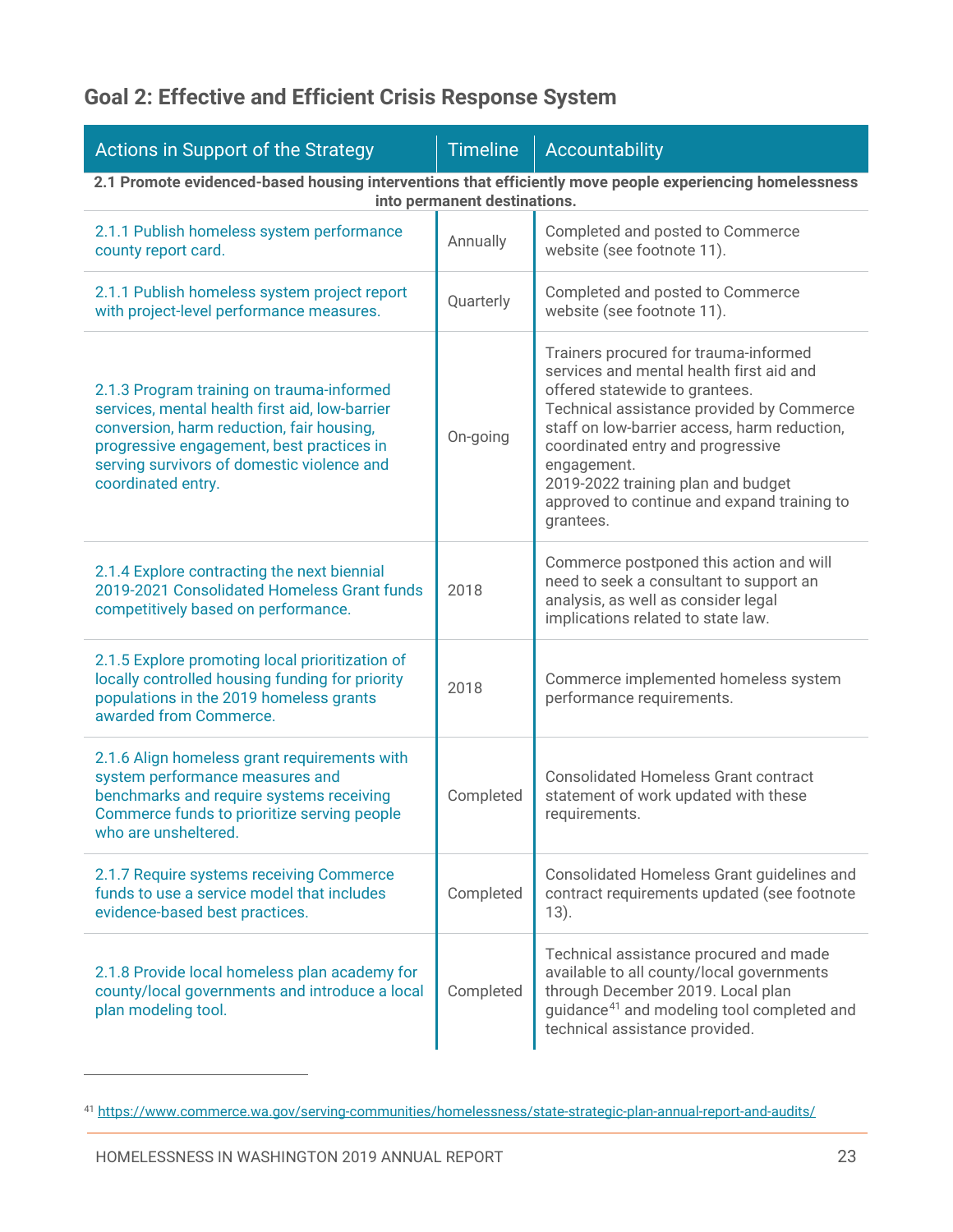## Goal 2: Effective and Efficient Crisis Response System

| Actions in Support of the Strategy | Timeline | Accountability |
|---|---|---|
| **2.1 Promote evidenced-based housing interventions that efficiently move people experiencing homelessness into permanent destinations.** | | |
| 2.1.1 Publish homeless system performance county report card. | Annually | Completed and posted to Commerce website (see footnote 11). |
| 2.1.1 Publish homeless system project report with project-level performance measures. | Quarterly | Completed and posted to Commerce website (see footnote 11). |
| 2.1.3 Program training on trauma-informed services, mental health first aid, low-barrier conversion, harm reduction, fair housing, progressive engagement, best practices in serving survivors of domestic violence and coordinated entry. | On-going | Trainers procured for trauma-informed services and mental health first aid and offered statewide to grantees. Technical assistance provided by Commerce staff on low-barrier access, harm reduction, coordinated entry and progressive engagement. 2019-2022 training plan and budget approved to continue and expand training to grantees. |
| 2.1.4 Explore contracting the next biennial 2019-2021 Consolidated Homeless Grant funds competitively based on performance. | 2018 | Commerce postponed this action and will need to seek a consultant to support an analysis, as well as consider legal implications related to state law. |
| 2.1.5 Explore promoting local prioritization of locally controlled housing funding for priority populations in the 2019 homeless grants awarded from Commerce. | 2018 | Commerce implemented homeless system performance requirements. |
| 2.1.6 Align homeless grant requirements with system performance measures and benchmarks and require systems receiving Commerce funds to prioritize serving people who are unsheltered. | Completed | Consolidated Homeless Grant contract statement of work updated with these requirements. |
| 2.1.7 Require systems receiving Commerce funds to use a service model that includes evidence-based best practices. | Completed | Consolidated Homeless Grant guidelines and contract requirements updated (see footnote 13). |
| 2.1.8 Provide local homeless plan academy for county/local governments and introduce a local plan modeling tool. | Completed | Technical assistance procured and made available to all county/local governments through December 2019. Local plan guidance[41] and modeling tool completed and technical assistance provided. |

[41] https://www.commerce.wa.gov/serving-communities/homelessness/state-strategic-plan-annual-report-and-audits/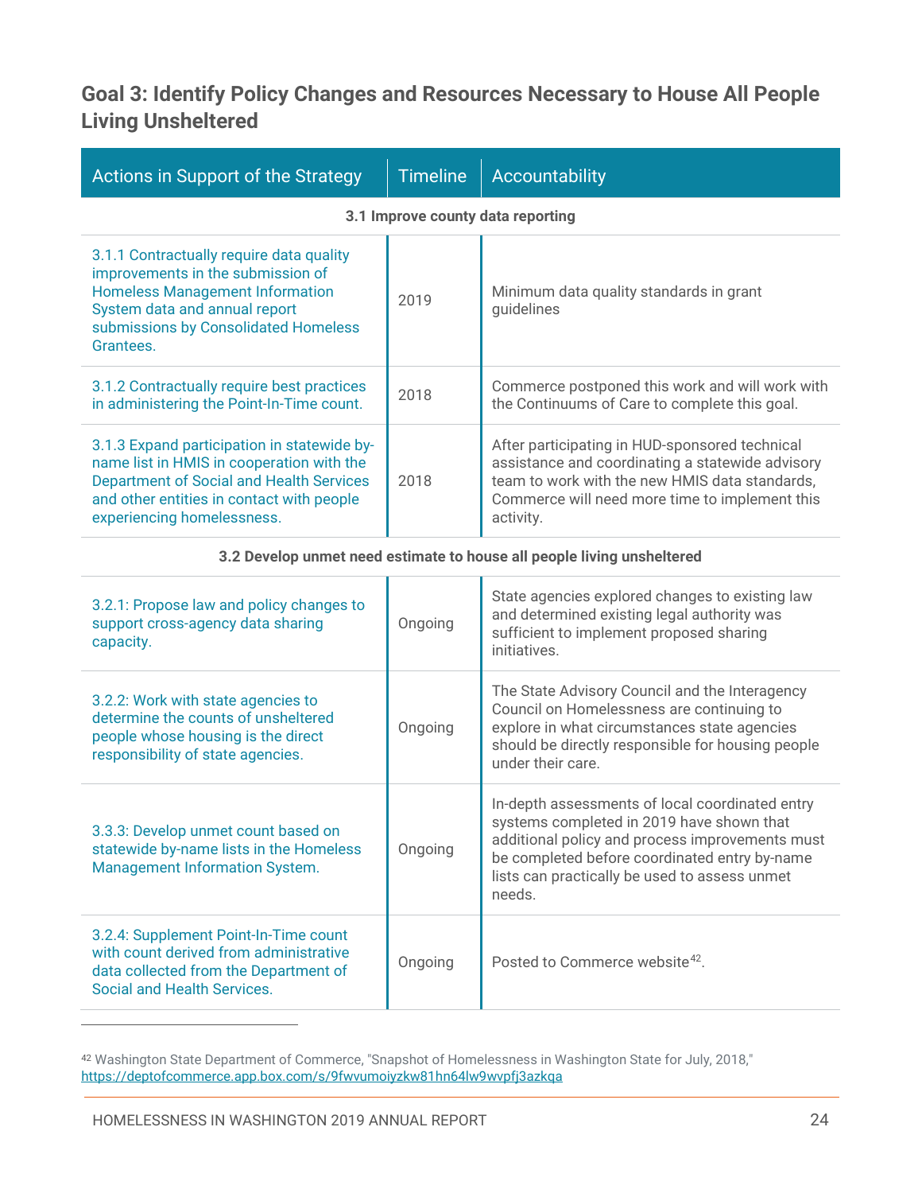## Goal 3: Identify Policy Changes and Resources Necessary to House All People Living Unsheltered

| Actions in Support of the Strategy | Timeline | Accountability |
|---|---|---|
| **3.1 Improve county data reporting** | | |
| 3.1.1 Contractually require data quality improvements in the submission of Homeless Management Information System data and annual report submissions by Consolidated Homeless Grantees. | 2019 | Minimum data quality standards in grant guidelines |
| 3.1.2 Contractually require best practices in administering the Point-In-Time count. | 2018 | Commerce postponed this work and will work with the Continuums of Care to complete this goal. |
| 3.1.3 Expand participation in statewide by-name list in HMIS in cooperation with the Department of Social and Health Services and other entities in contact with people experiencing homelessness. | 2018 | After participating in HUD-sponsored technical assistance and coordinating a statewide advisory team to work with the new HMIS data standards, Commerce will need more time to implement this activity. |
| **3.2 Develop unmet need estimate to house all people living unsheltered** | | |
| 3.2.1: Propose law and policy changes to support cross-agency data sharing capacity. | Ongoing | State agencies explored changes to existing law and determined existing legal authority was sufficient to implement proposed sharing initiatives. |
| 3.2.2: Work with state agencies to determine the counts of unsheltered people whose housing is the direct responsibility of state agencies. | Ongoing | The State Advisory Council and the Interagency Council on Homelessness are continuing to explore in what circumstances state agencies should be directly responsible for housing people under their care. |
| 3.3.3: Develop unmet count based on statewide by-name lists in the Homeless Management Information System. | Ongoing | In-depth assessments of local coordinated entry systems completed in 2019 have shown that additional policy and process improvements must be completed before coordinated entry by-name lists can practically be used to assess unmet needs. |
| 3.2.4: Supplement Point-In-Time count with count derived from administrative data collected from the Department of Social and Health Services. | Ongoing | Posted to Commerce website[42]. |

[42] Washington State Department of Commerce, "Snapshot of Homelessness in Washington State for July, 2018," https://deptofcommerce.app.box.com/s/9fwvumoiyzkw81hn64lw9wvpfj3azkqa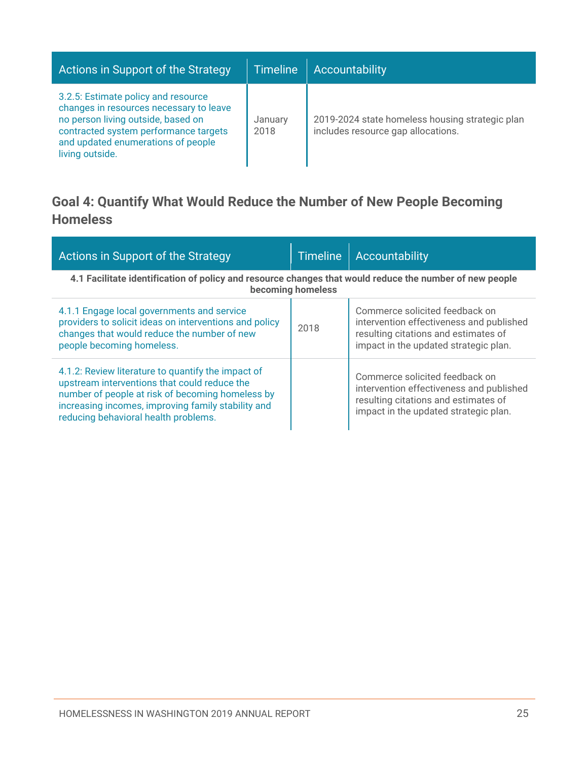| Actions in Support of the Strategy | Timeline | Accountability |
|---|---|---|
| 3.2.5: Estimate policy and resource changes in resources necessary to leave no person living outside, based on contracted system performance targets and updated enumerations of people living outside. | January 2018 | 2019-2024 state homeless housing strategic plan includes resource gap allocations. |

## Goal 4: Quantify What Would Reduce the Number of New People Becoming Homeless

| Actions in Support of the Strategy | Timeline | Accountability |
|---|---|---|
| **4.1 Facilitate identification of policy and resource changes that would reduce the number of new people becoming homeless** | | |
| 4.1.1 Engage local governments and service providers to solicit ideas on interventions and policy changes that would reduce the number of new people becoming homeless. | 2018 | Commerce solicited feedback on intervention effectiveness and published resulting citations and estimates of impact in the updated strategic plan. |
| 4.1.2: Review literature to quantify the impact of upstream interventions that could reduce the number of people at risk of becoming homeless by increasing incomes, improving family stability and reducing behavioral health problems. | | Commerce solicited feedback on intervention effectiveness and published resulting citations and estimates of impact in the updated strategic plan. |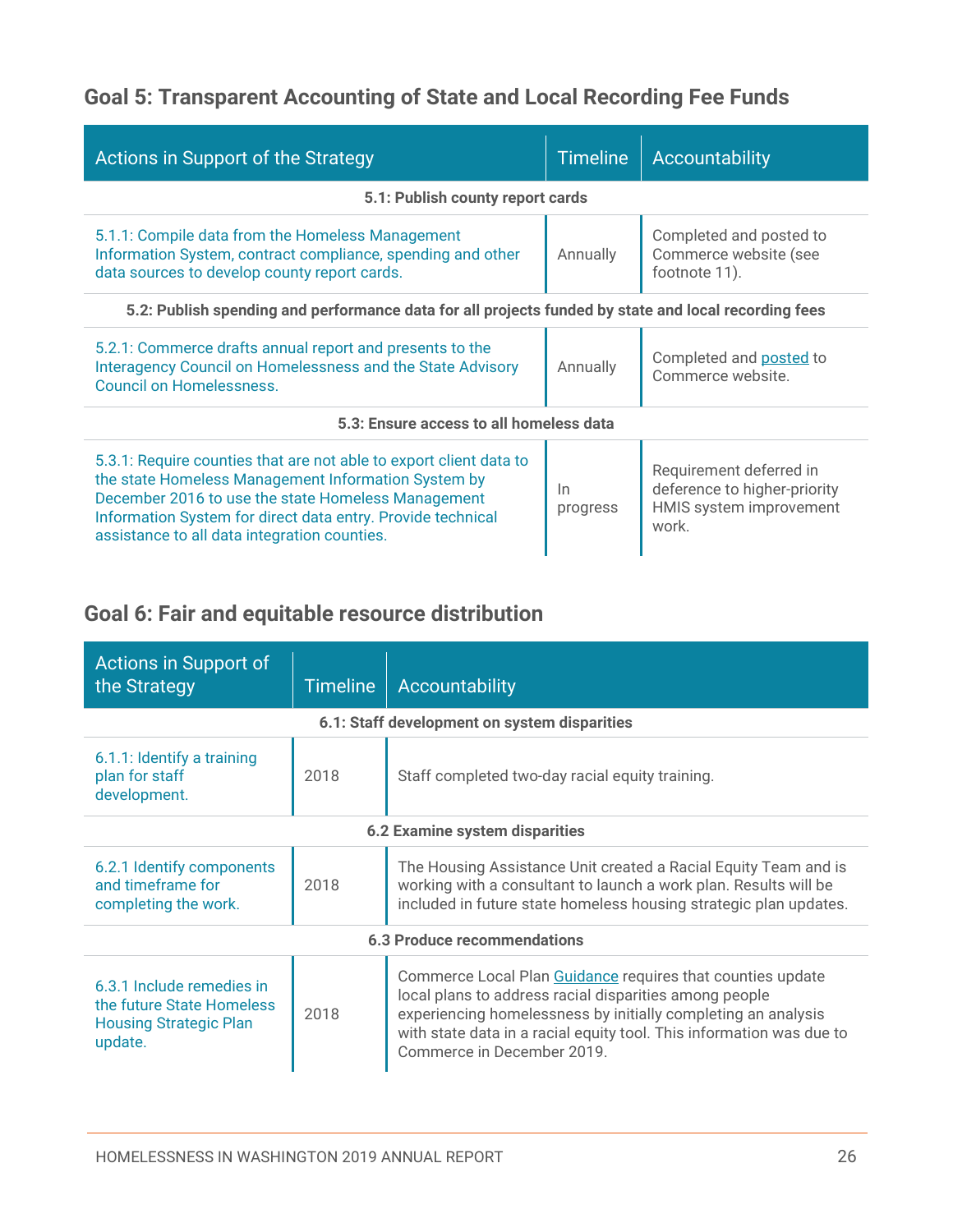## Goal 5: Transparent Accounting of State and Local Recording Fee Funds

| Actions in Support of the Strategy | Timeline | Accountability |
|---|---|---|
| **5.1: Publish county report cards** | | |
| 5.1.1: Compile data from the Homeless Management Information System, contract compliance, spending and other data sources to develop county report cards. | Annually | Completed and posted to Commerce website (see footnote 11). |
| **5.2: Publish spending and performance data for all projects funded by state and local recording fees** | | |
| 5.2.1: Commerce drafts annual report and presents to the Interagency Council on Homelessness and the State Advisory Council on Homelessness. | Annually | Completed and posted to Commerce website. |
| **5.3: Ensure access to all homeless data** | | |
| 5.3.1: Require counties that are not able to export client data to the state Homeless Management Information System by December 2016 to use the state Homeless Management Information System for direct data entry. Provide technical assistance to all data integration counties. | In progress | Requirement deferred in deference to higher-priority HMIS system improvement work. |

## Goal 6: Fair and equitable resource distribution

| Actions in Support of the Strategy | Timeline | Accountability |
|---|---|---|
| **6.1: Staff development on system disparities** | | |
| 6.1.1: Identify a training plan for staff development. | 2018 | Staff completed two-day racial equity training. |
| **6.2 Examine system disparities** | | |
| 6.2.1 Identify components and timeframe for completing the work. | 2018 | The Housing Assistance Unit created a Racial Equity Team and is working with a consultant to launch a work plan. Results will be included in future state homeless housing strategic plan updates. |
| **6.3 Produce recommendations** | | |
| 6.3.1 Include remedies in the future State Homeless Housing Strategic Plan update. | 2018 | Commerce Local Plan Guidance requires that counties update local plans to address racial disparities among people experiencing homelessness by initially completing an analysis with state data in a racial equity tool. This information was due to Commerce in December 2019. |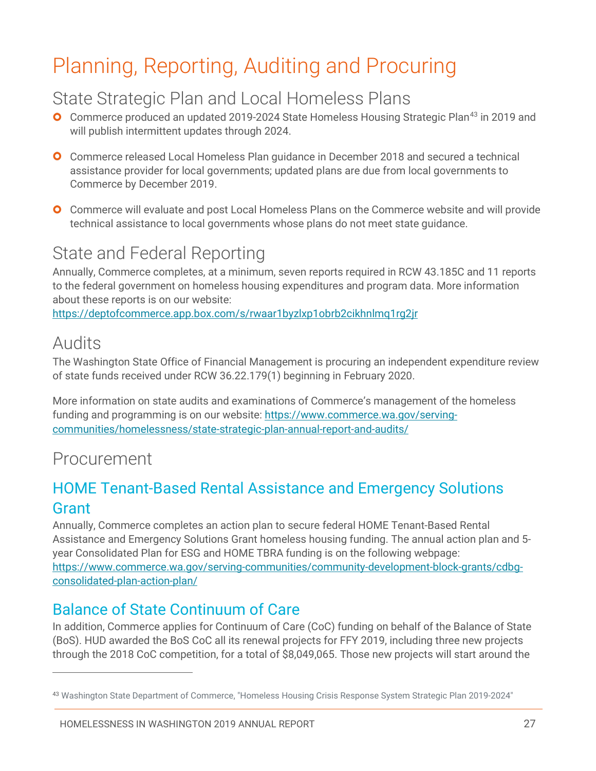# Planning, Reporting, Auditing and Procuring

## State Strategic Plan and Local Homeless Plans

- Commerce produced an updated 2019-2024 State Homeless Housing Strategic Plan[43] in 2019 and will publish intermittent updates through 2024.
- Commerce released Local Homeless Plan guidance in December 2018 and secured a technical assistance provider for local governments; updated plans are due from local governments to Commerce by December 2019.
- Commerce will evaluate and post Local Homeless Plans on the Commerce website and will provide technical assistance to local governments whose plans do not meet state guidance.

## State and Federal Reporting

Annually, Commerce completes, at a minimum, seven reports required in RCW 43.185C and 11 reports to the federal government on homeless housing expenditures and program data. More information about these reports is on our website: https://deptofcommerce.app.box.com/s/rwaar1byzlxp1obrb2cikhnlmq1rg2jr

## Audits

The Washington State Office of Financial Management is procuring an independent expenditure review of state funds received under RCW 36.22.179(1) beginning in February 2020.

More information on state audits and examinations of Commerce's management of the homeless funding and programming is on our website: https://www.commerce.wa.gov/serving-communities/homelessness/state-strategic-plan-annual-report-and-audits/

## Procurement

### HOME Tenant-Based Rental Assistance and Emergency Solutions Grant

Annually, Commerce completes an action plan to secure federal HOME Tenant-Based Rental Assistance and Emergency Solutions Grant homeless housing funding. The annual action plan and 5-year Consolidated Plan for ESG and HOME TBRA funding is on the following webpage: https://www.commerce.wa.gov/serving-communities/community-development-block-grants/cdbg-consolidated-plan-action-plan/

### Balance of State Continuum of Care

In addition, Commerce applies for Continuum of Care (CoC) funding on behalf of the Balance of State (BoS). HUD awarded the BoS CoC all its renewal projects for FFY 2019, including three new projects through the 2018 CoC competition, for a total of $8,049,065. Those new projects will start around the

---

[43] Washington State Department of Commerce, "Homeless Housing Crisis Response System Strategic Plan 2019-2024"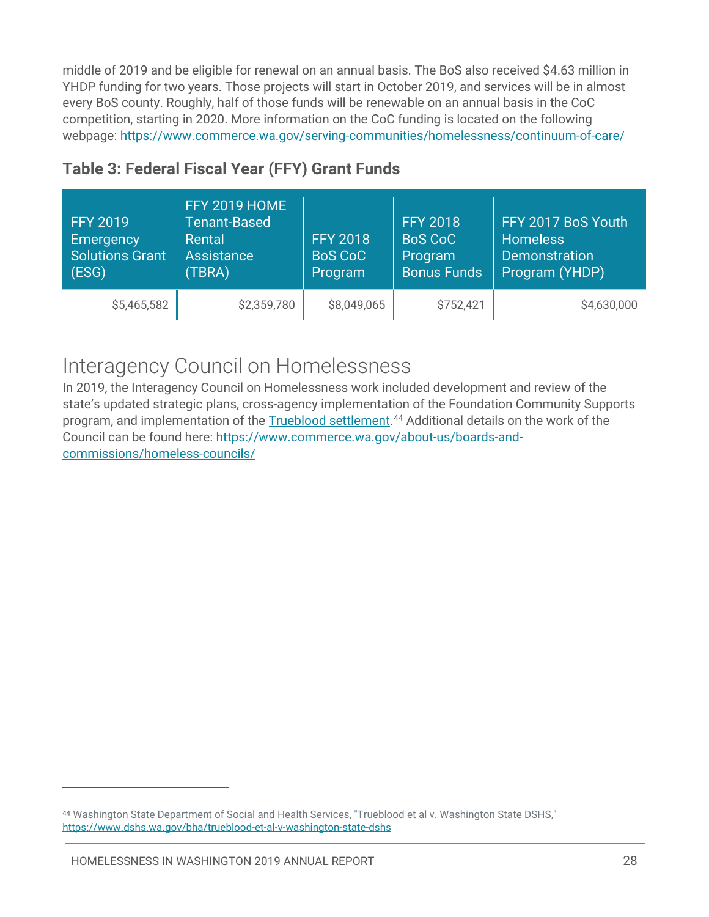middle of 2019 and be eligible for renewal on an annual basis. The BoS also received $4.63 million in YHDP funding for two years. Those projects will start in October 2019, and services will be in almost every BoS county. Roughly, half of those funds will be renewable on an annual basis in the CoC competition, starting in 2020. More information on the CoC funding is located on the following webpage: [https://www.commerce.wa.gov/serving-communities/homelessness/continuum-of-care/](https://www.commerce.wa.gov/serving-communities/homelessness/continuum-of-care/)

### Table 3: Federal Fiscal Year (FFY) Grant Funds

| FFY 2019 Emergency Solutions Grant (ESG) | FFY 2019 HOME Tenant-Based Rental Assistance (TBRA) | FFY 2018 BoS CoC Program | FFY 2018 BoS CoC Program Bonus Funds | FFY 2017 BoS Youth Homeless Demonstration Program (YHDP) |
|---|---|---|---|---|
| $5,465,582 | $2,359,780 | $8,049,065 | $752,421 | $4,630,000 |

## Interagency Council on Homelessness

In 2019, the Interagency Council on Homelessness work included development and review of the state's updated strategic plans, cross-agency implementation of the Foundation Community Supports program, and implementation of the Trueblood settlement.[44] Additional details on the work of the Council can be found here: [https://www.commerce.wa.gov/about-us/boards-and-commissions/homeless-councils/](https://www.commerce.wa.gov/about-us/boards-and-commissions/homeless-councils/)

---

[44] Washington State Department of Social and Health Services, "Trueblood et al v. Washington State DSHS," [https://www.dshs.wa.gov/bha/trueblood-et-al-v-washington-state-dshs](https://www.dshs.wa.gov/bha/trueblood-et-al-v-washington-state-dshs)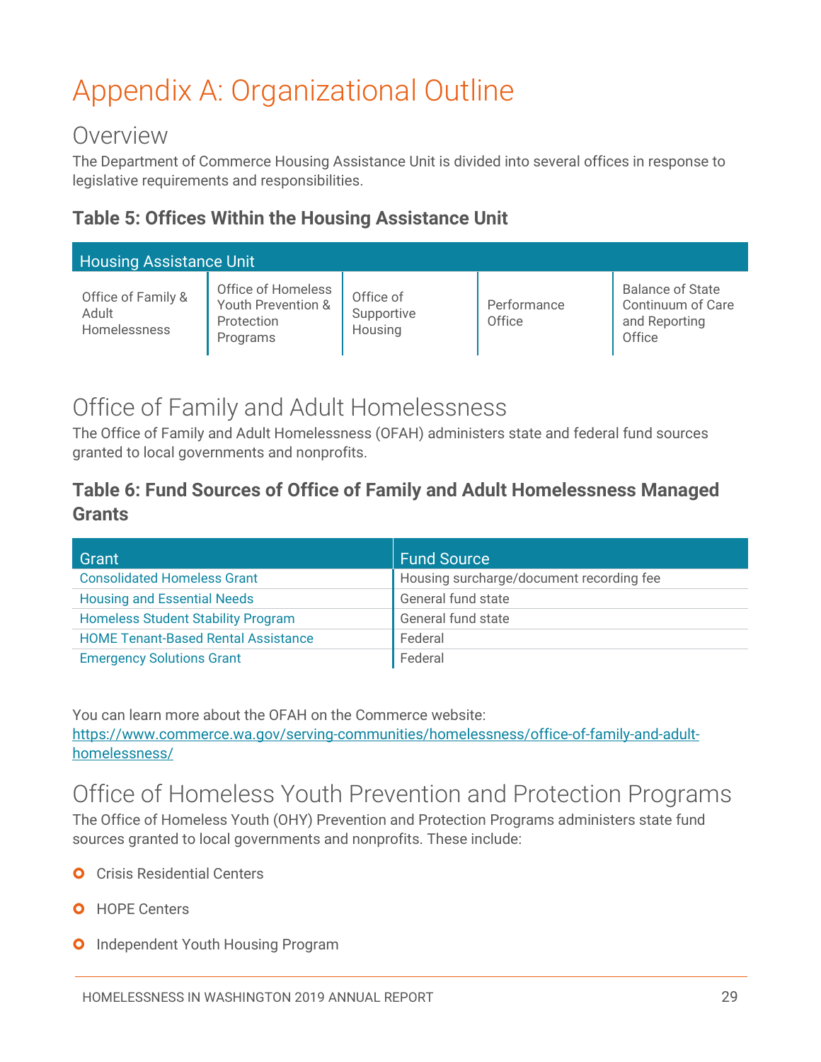# Appendix A: Organizational Outline

## Overview

The Department of Commerce Housing Assistance Unit is divided into several offices in response to legislative requirements and responsibilities.

### Table 5: Offices Within the Housing Assistance Unit

| Housing Assistance Unit | | | | |
|---|---|---|---|---|
| Office of Family & Adult Homelessness | Office of Homeless Youth Prevention & Protection Programs | Office of Supportive Housing | Performance Office | Balance of State Continuum of Care and Reporting Office |

## Office of Family and Adult Homelessness

The Office of Family and Adult Homelessness (OFAH) administers state and federal fund sources granted to local governments and nonprofits.

### Table 6: Fund Sources of Office of Family and Adult Homelessness Managed Grants

| Grant | Fund Source |
|---|---|
| Consolidated Homeless Grant | Housing surcharge/document recording fee |
| Housing and Essential Needs | General fund state |
| Homeless Student Stability Program | General fund state |
| HOME Tenant-Based Rental Assistance | Federal |
| Emergency Solutions Grant | Federal |

You can learn more about the OFAH on the Commerce website: https://www.commerce.wa.gov/serving-communities/homelessness/office-of-family-and-adult-homelessness/

## Office of Homeless Youth Prevention and Protection Programs

The Office of Homeless Youth (OHY) Prevention and Protection Programs administers state fund sources granted to local governments and nonprofits. These include:

- Crisis Residential Centers
- HOPE Centers
- Independent Youth Housing Program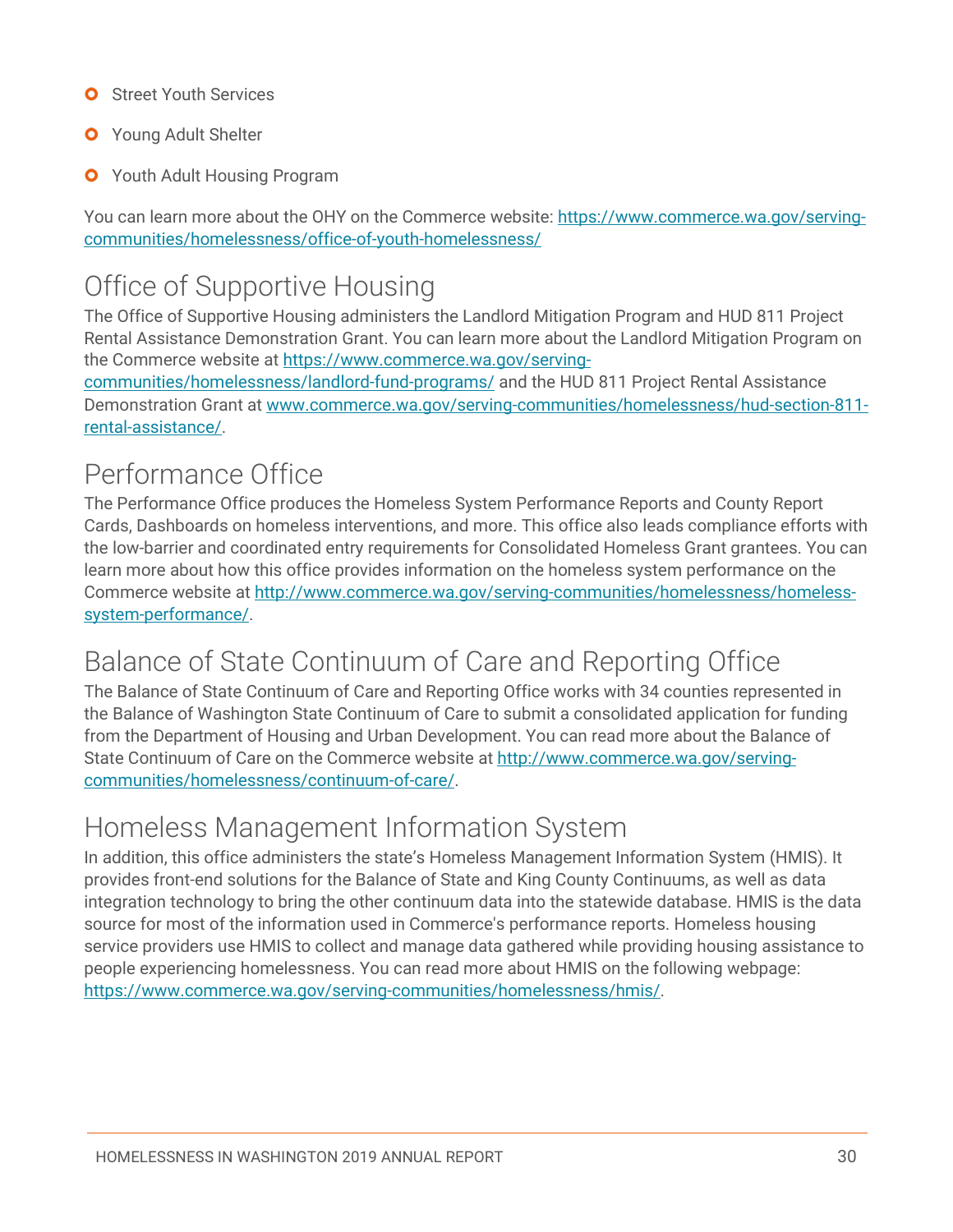- Street Youth Services
- Young Adult Shelter
- Youth Adult Housing Program

You can learn more about the OHY on the Commerce website: https://www.commerce.wa.gov/serving-communities/homelessness/office-of-youth-homelessness/

## Office of Supportive Housing

The Office of Supportive Housing administers the Landlord Mitigation Program and HUD 811 Project Rental Assistance Demonstration Grant. You can learn more about the Landlord Mitigation Program on the Commerce website at https://www.commerce.wa.gov/serving-communities/homelessness/landlord-fund-programs/ and the HUD 811 Project Rental Assistance Demonstration Grant at www.commerce.wa.gov/serving-communities/homelessness/hud-section-811-rental-assistance/.

## Performance Office

The Performance Office produces the Homeless System Performance Reports and County Report Cards, Dashboards on homeless interventions, and more. This office also leads compliance efforts with the low-barrier and coordinated entry requirements for Consolidated Homeless Grant grantees. You can learn more about how this office provides information on the homeless system performance on the Commerce website at http://www.commerce.wa.gov/serving-communities/homelessness/homeless-system-performance/.

## Balance of State Continuum of Care and Reporting Office

The Balance of State Continuum of Care and Reporting Office works with 34 counties represented in the Balance of Washington State Continuum of Care to submit a consolidated application for funding from the Department of Housing and Urban Development. You can read more about the Balance of State Continuum of Care on the Commerce website at http://www.commerce.wa.gov/serving-communities/homelessness/continuum-of-care/.

## Homeless Management Information System

In addition, this office administers the state's Homeless Management Information System (HMIS). It provides front-end solutions for the Balance of State and King County Continuums, as well as data integration technology to bring the other continuum data into the statewide database. HMIS is the data source for most of the information used in Commerce's performance reports. Homeless housing service providers use HMIS to collect and manage data gathered while providing housing assistance to people experiencing homelessness. You can read more about HMIS on the following webpage: https://www.commerce.wa.gov/serving-communities/homelessness/hmis/.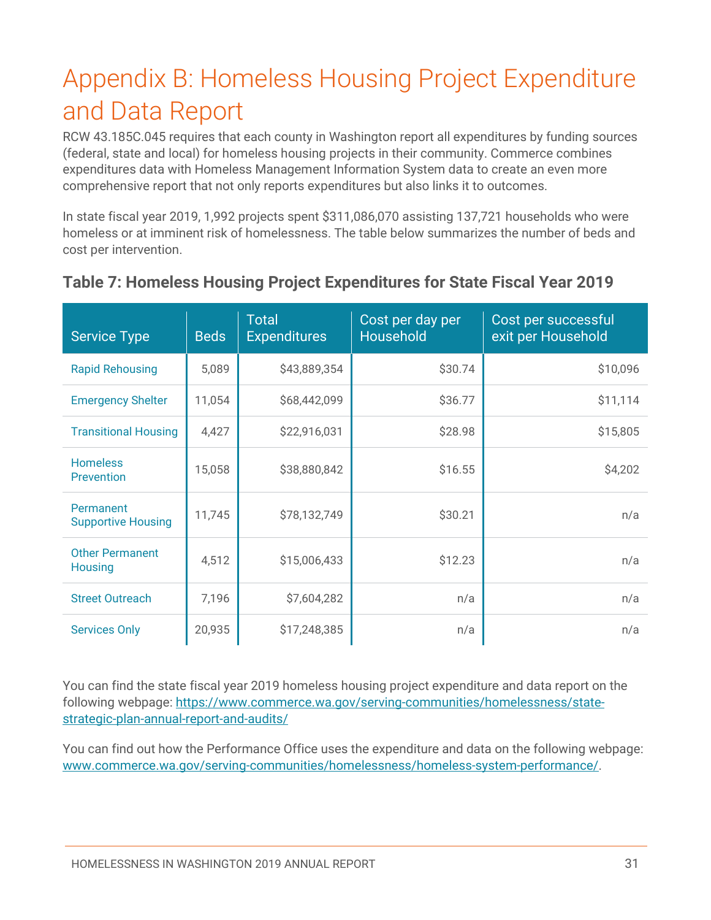# Appendix B: Homeless Housing Project Expenditure and Data Report

RCW 43.185C.045 requires that each county in Washington report all expenditures by funding sources (federal, state and local) for homeless housing projects in their community. Commerce combines expenditures data with Homeless Management Information System data to create an even more comprehensive report that not only reports expenditures but also links it to outcomes.

In state fiscal year 2019, 1,992 projects spent $311,086,070 assisting 137,721 households who were homeless or at imminent risk of homelessness. The table below summarizes the number of beds and cost per intervention.

### Table 7: Homeless Housing Project Expenditures for State Fiscal Year 2019

| Service Type | Beds | Total Expenditures | Cost per day per Household | Cost per successful exit per Household |
|---|---|---|---|---|
| Rapid Rehousing | 5,089 | $43,889,354 | $30.74 | $10,096 |
| Emergency Shelter | 11,054 | $68,442,099 | $36.77 | $11,114 |
| Transitional Housing | 4,427 | $22,916,031 | $28.98 | $15,805 |
| Homeless Prevention | 15,058 | $38,880,842 | $16.55 | $4,202 |
| Permanent Supportive Housing | 11,745 | $78,132,749 | $30.21 | n/a |
| Other Permanent Housing | 4,512 | $15,006,433 | $12.23 | n/a |
| Street Outreach | 7,196 | $7,604,282 | n/a | n/a |
| Services Only | 20,935 | $17,248,385 | n/a | n/a |

You can find the state fiscal year 2019 homeless housing project expenditure and data report on the following webpage: https://www.commerce.wa.gov/serving-communities/homelessness/state-strategic-plan-annual-report-and-audits/

You can find out how the Performance Office uses the expenditure and data on the following webpage: www.commerce.wa.gov/serving-communities/homelessness/homeless-system-performance/.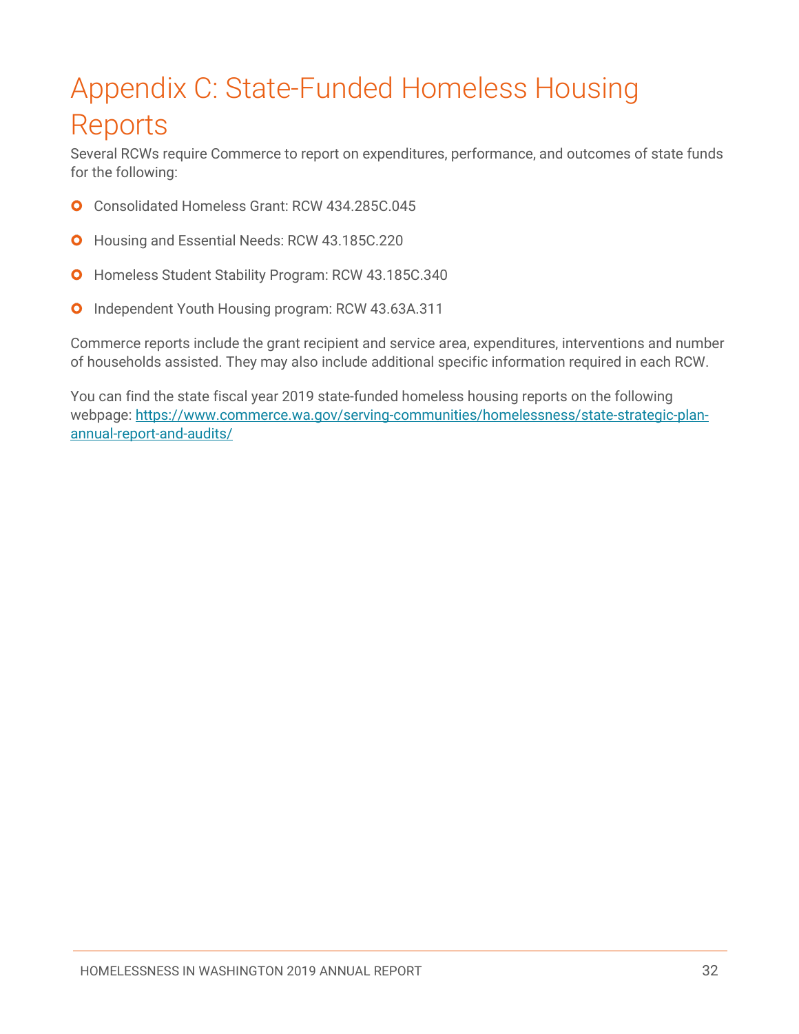# Appendix C: State-Funded Homeless Housing Reports

Several RCWs require Commerce to report on expenditures, performance, and outcomes of state funds for the following:

- Consolidated Homeless Grant: RCW 434.285C.045
- Housing and Essential Needs: RCW 43.185C.220
- Homeless Student Stability Program: RCW 43.185C.340
- Independent Youth Housing program: RCW 43.63A.311

Commerce reports include the grant recipient and service area, expenditures, interventions and number of households assisted. They may also include additional specific information required in each RCW.

You can find the state fiscal year 2019 state-funded homeless housing reports on the following webpage: [https://www.commerce.wa.gov/serving-communities/homelessness/state-strategic-plan-annual-report-and-audits/](https://www.commerce.wa.gov/serving-communities/homelessness/state-strategic-plan-annual-report-and-audits/)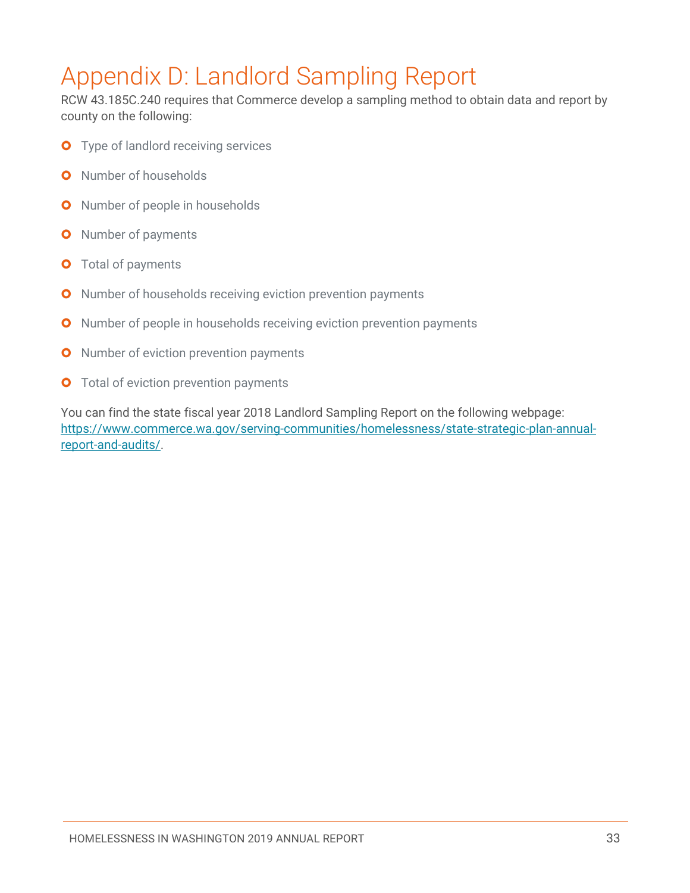# Appendix D: Landlord Sampling Report

RCW 43.185C.240 requires that Commerce develop a sampling method to obtain data and report by county on the following:

- Type of landlord receiving services
- Number of households
- Number of people in households
- Number of payments
- Total of payments
- Number of households receiving eviction prevention payments
- Number of people in households receiving eviction prevention payments
- Number of eviction prevention payments
- Total of eviction prevention payments

You can find the state fiscal year 2018 Landlord Sampling Report on the following webpage: [https://www.commerce.wa.gov/serving-communities/homelessness/state-strategic-plan-annual-report-and-audits/](https://www.commerce.wa.gov/serving-communities/homelessness/state-strategic-plan-annual-report-and-audits/).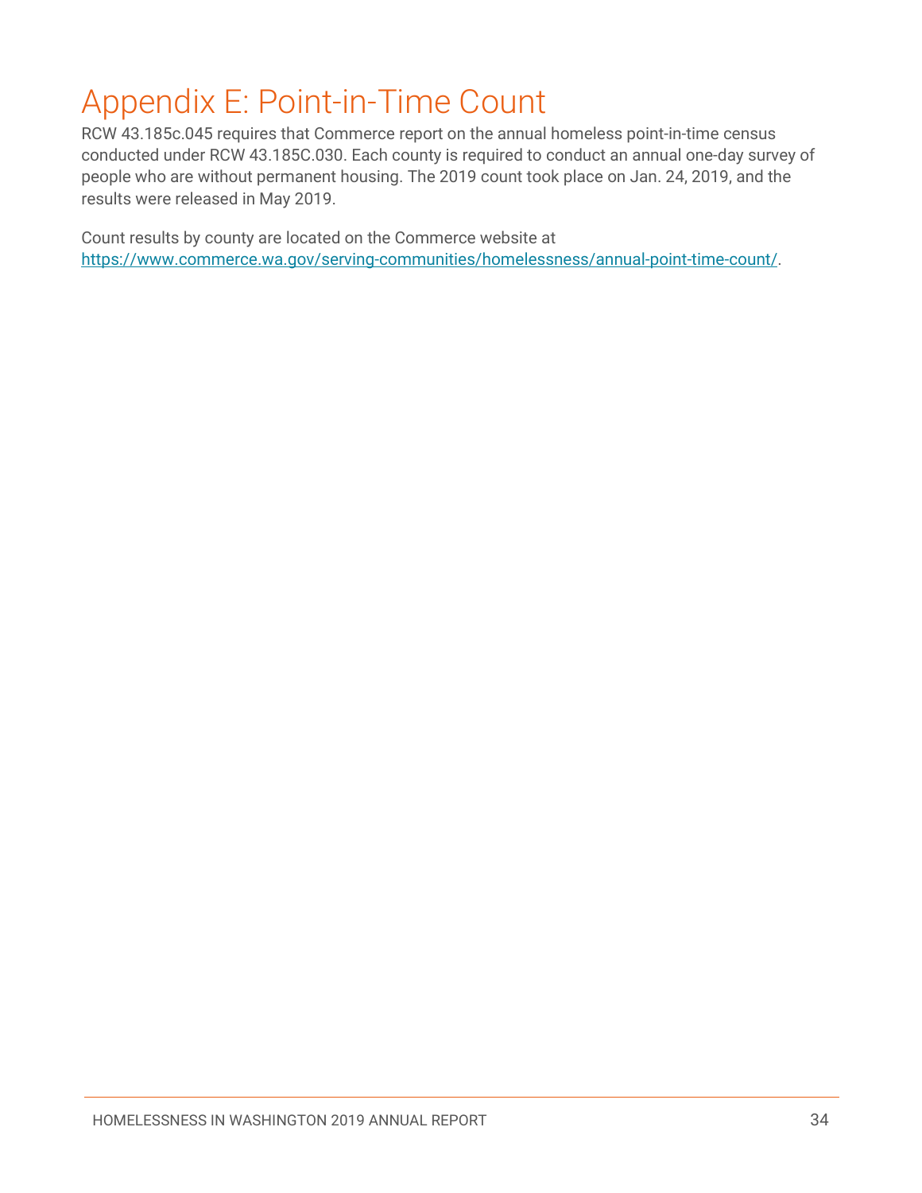# Appendix E: Point-in-Time Count

RCW 43.185c.045 requires that Commerce report on the annual homeless point-in-time census conducted under RCW 43.185C.030. Each county is required to conduct an annual one-day survey of people who are without permanent housing. The 2019 count took place on Jan. 24, 2019, and the results were released in May 2019.

Count results by county are located on the Commerce website at [https://www.commerce.wa.gov/serving-communities/homelessness/annual-point-time-count/](https://www.commerce.wa.gov/serving-communities/homelessness/annual-point-time-count/).